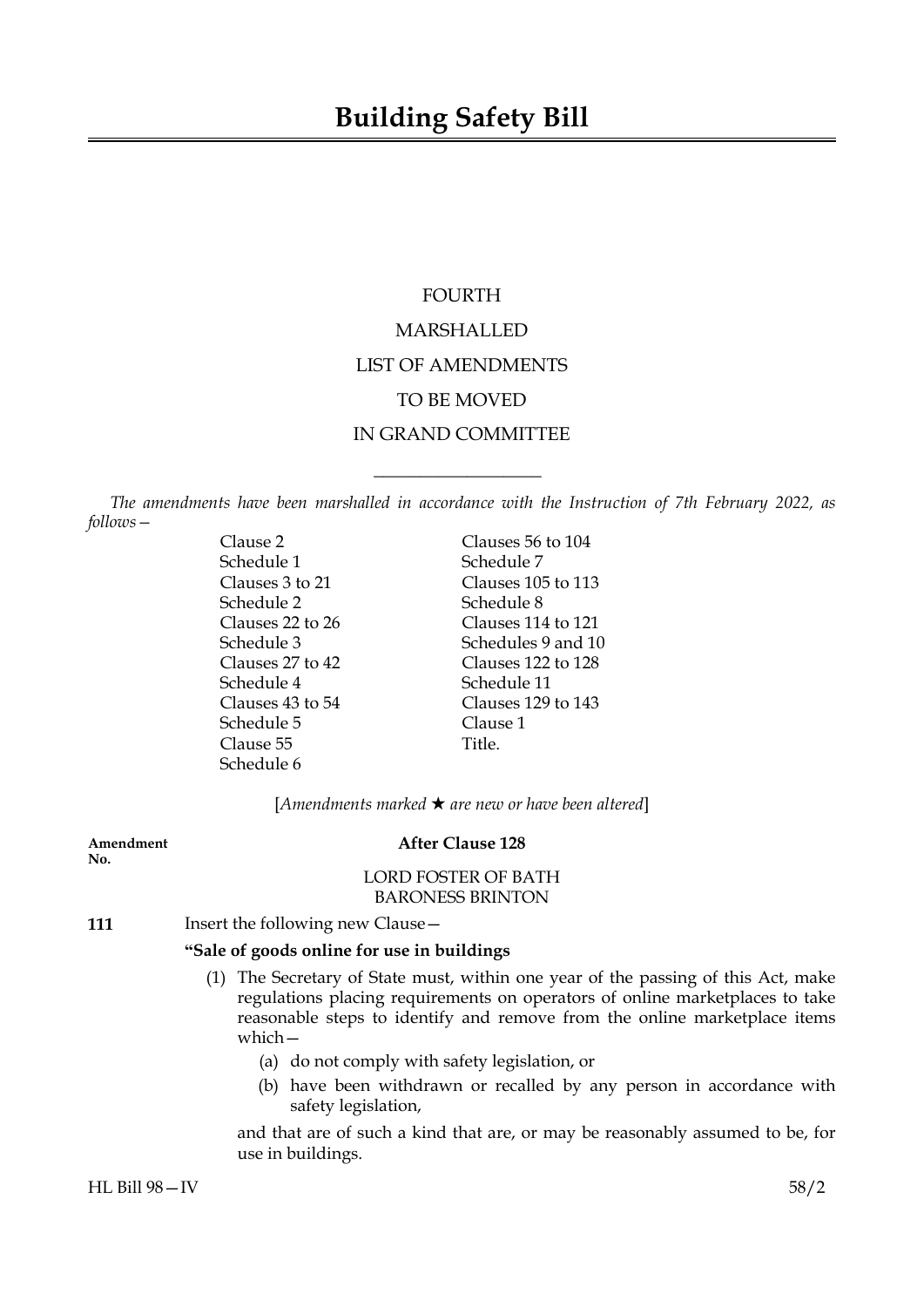# Building Safety Bill

FOURTH

MARSHALLED

LIST OF AMENDMENTS

TO BE MOVED

IN GRAND COMMITTEE

---

*The amendments have been marshalled in accordance with the Instruction of 7th February 2022, as follows—*

Clause 2
Schedule 1
Clauses 3 to 21
Schedule 2
Clauses 22 to 26
Schedule 3
Clauses 27 to 42
Schedule 4
Clauses 43 to 54
Schedule 5
Clause 55
Schedule 6
Clauses 56 to 104
Schedule 7
Clauses 105 to 113
Schedule 8
Clauses 114 to 121
Schedules 9 and 10
Clauses 122 to 128
Schedule 11
Clauses 129 to 143
Clause 1
Title.

[*Amendments marked ★ are new or have been altered*]

**Amendment No.**

**After Clause 128**

LORD FOSTER OF BATH
BARONESS BRINTON

**111** Insert the following new Clause—

**"Sale of goods online for use in buildings**

(1) The Secretary of State must, within one year of the passing of this Act, make regulations placing requirements on operators of online marketplaces to take reasonable steps to identify and remove from the online marketplace items which—

(a) do not comply with safety legislation, or

(b) have been withdrawn or recalled by any person in accordance with safety legislation,

and that are of such a kind that are, or may be reasonably assumed to be, for use in buildings.

HL Bill 98—IV 58/2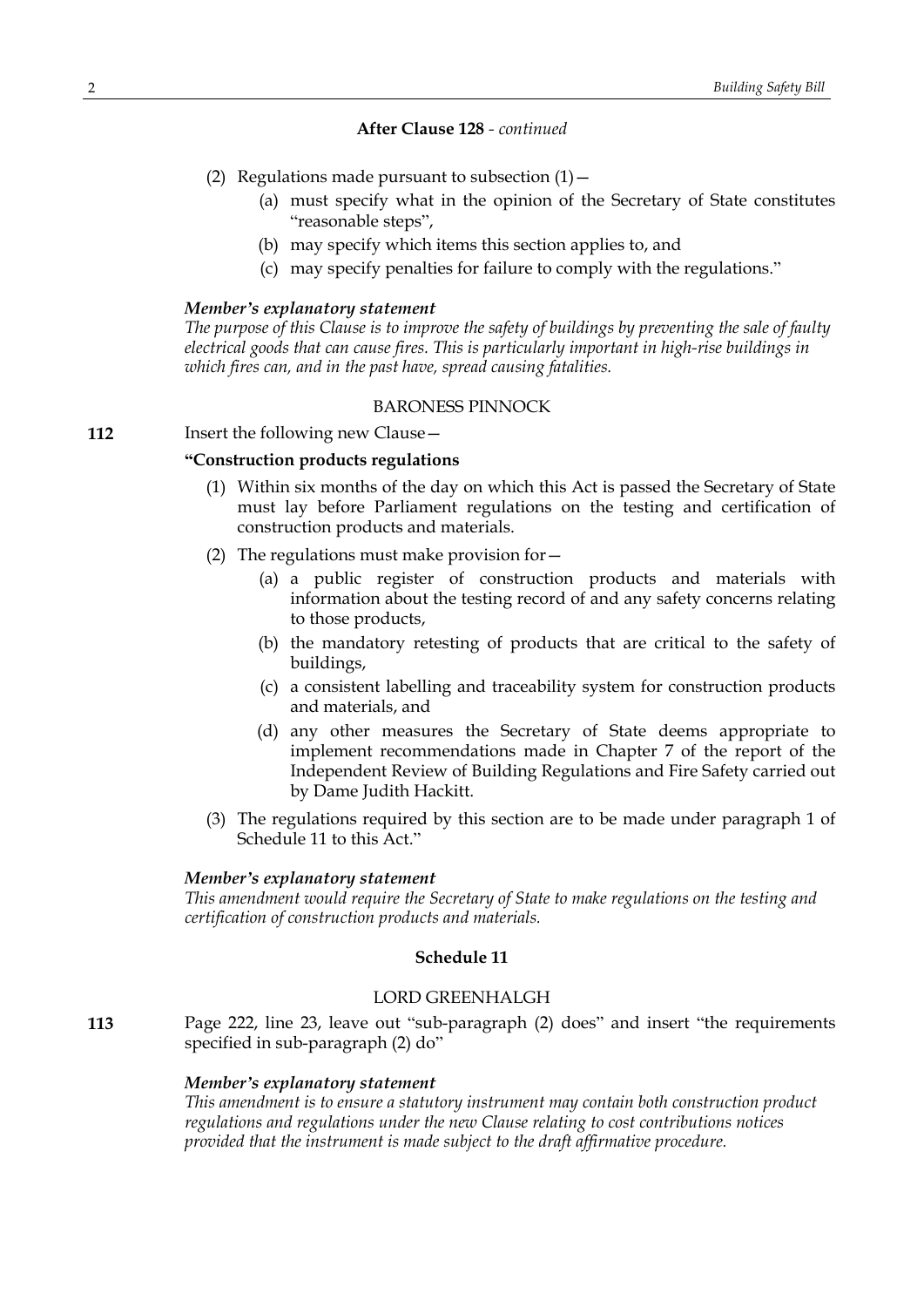**After Clause 128** - *continued*

(2) Regulations made pursuant to subsection (1)—

(a) must specify what in the opinion of the Secretary of State constitutes "reasonable steps",

(b) may specify which items this section applies to, and

(c) may specify penalties for failure to comply with the regulations."

***Member's explanatory statement***

*The purpose of this Clause is to improve the safety of buildings by preventing the sale of faulty electrical goods that can cause fires. This is particularly important in high-rise buildings in which fires can, and in the past have, spread causing fatalities.*

BARONESS PINNOCK

**112** Insert the following new Clause—

**"Construction products regulations**

(1) Within six months of the day on which this Act is passed the Secretary of State must lay before Parliament regulations on the testing and certification of construction products and materials.

(2) The regulations must make provision for—

(a) a public register of construction products and materials with information about the testing record of and any safety concerns relating to those products,

(b) the mandatory retesting of products that are critical to the safety of buildings,

(c) a consistent labelling and traceability system for construction products and materials, and

(d) any other measures the Secretary of State deems appropriate to implement recommendations made in Chapter 7 of the report of the Independent Review of Building Regulations and Fire Safety carried out by Dame Judith Hackitt.

(3) The regulations required by this section are to be made under paragraph 1 of Schedule 11 to this Act."

***Member's explanatory statement***

*This amendment would require the Secretary of State to make regulations on the testing and certification of construction products and materials.*

**Schedule 11**

LORD GREENHALGH

**113** Page 222, line 23, leave out "sub-paragraph (2) does" and insert "the requirements specified in sub-paragraph (2) do"

***Member's explanatory statement***

*This amendment is to ensure a statutory instrument may contain both construction product regulations and regulations under the new Clause relating to cost contributions notices provided that the instrument is made subject to the draft affirmative procedure.*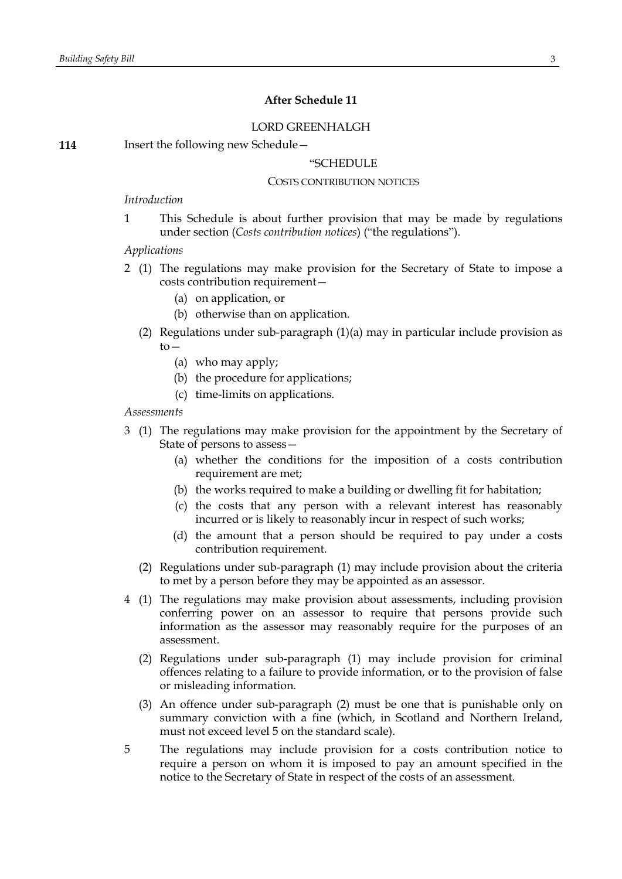**After Schedule 11**

LORD GREENHALGH

**114** Insert the following new Schedule—

"SCHEDULE

COSTS CONTRIBUTION NOTICES

*Introduction*

1 This Schedule is about further provision that may be made by regulations under section (*Costs contribution notices*) ("the regulations").

*Applications*

2 (1) The regulations may make provision for the Secretary of State to impose a costs contribution requirement—

(a) on application, or

(b) otherwise than on application.

(2) Regulations under sub-paragraph (1)(a) may in particular include provision as to—

(a) who may apply;

(b) the procedure for applications;

(c) time-limits on applications.

*Assessments*

3 (1) The regulations may make provision for the appointment by the Secretary of State of persons to assess—

(a) whether the conditions for the imposition of a costs contribution requirement are met;

(b) the works required to make a building or dwelling fit for habitation;

(c) the costs that any person with a relevant interest has reasonably incurred or is likely to reasonably incur in respect of such works;

(d) the amount that a person should be required to pay under a costs contribution requirement.

(2) Regulations under sub-paragraph (1) may include provision about the criteria to met by a person before they may be appointed as an assessor.

4 (1) The regulations may make provision about assessments, including provision conferring power on an assessor to require that persons provide such information as the assessor may reasonably require for the purposes of an assessment.

(2) Regulations under sub-paragraph (1) may include provision for criminal offences relating to a failure to provide information, or to the provision of false or misleading information.

(3) An offence under sub-paragraph (2) must be one that is punishable only on summary conviction with a fine (which, in Scotland and Northern Ireland, must not exceed level 5 on the standard scale).

5 The regulations may include provision for a costs contribution notice to require a person on whom it is imposed to pay an amount specified in the notice to the Secretary of State in respect of the costs of an assessment.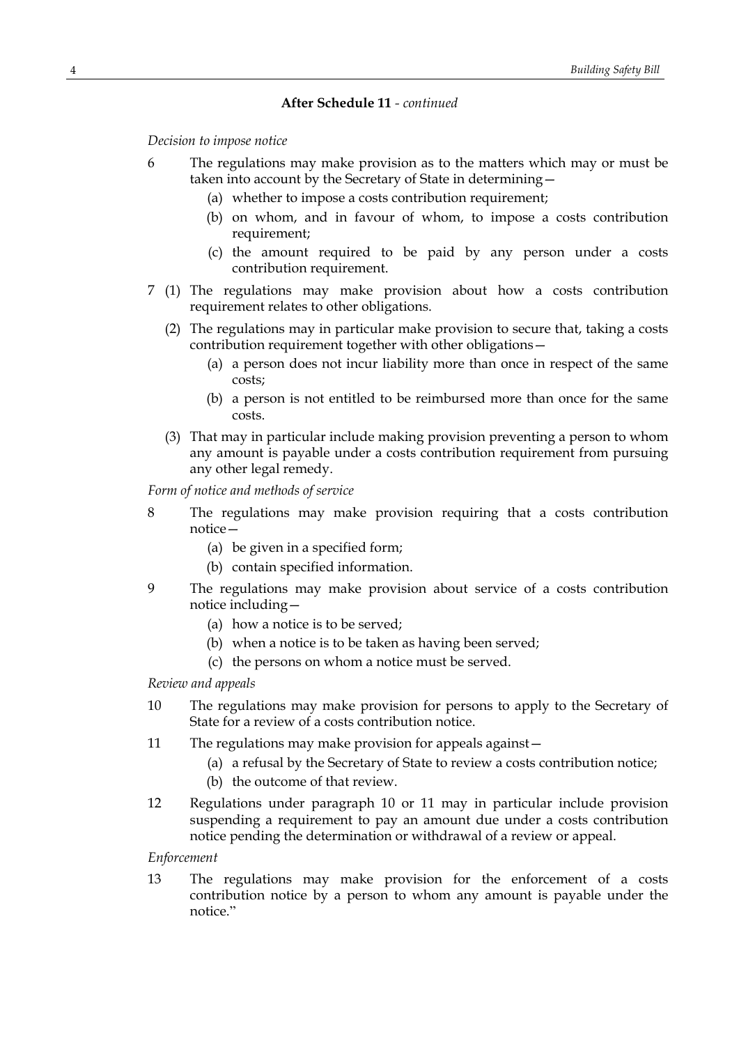**After Schedule 11** - *continued*

*Decision to impose notice*

6 The regulations may make provision as to the matters which may or must be taken into account by the Secretary of State in determining—

(a) whether to impose a costs contribution requirement;

(b) on whom, and in favour of whom, to impose a costs contribution requirement;

(c) the amount required to be paid by any person under a costs contribution requirement.

7 (1) The regulations may make provision about how a costs contribution requirement relates to other obligations.

(2) The regulations may in particular make provision to secure that, taking a costs contribution requirement together with other obligations—

(a) a person does not incur liability more than once in respect of the same costs;

(b) a person is not entitled to be reimbursed more than once for the same costs.

(3) That may in particular include making provision preventing a person to whom any amount is payable under a costs contribution requirement from pursuing any other legal remedy.

*Form of notice and methods of service*

8 The regulations may make provision requiring that a costs contribution notice—

(a) be given in a specified form;

(b) contain specified information.

9 The regulations may make provision about service of a costs contribution notice including—

(a) how a notice is to be served;

(b) when a notice is to be taken as having been served;

(c) the persons on whom a notice must be served.

*Review and appeals*

10 The regulations may make provision for persons to apply to the Secretary of State for a review of a costs contribution notice.

11 The regulations may make provision for appeals against—

(a) a refusal by the Secretary of State to review a costs contribution notice;

(b) the outcome of that review.

12 Regulations under paragraph 10 or 11 may in particular include provision suspending a requirement to pay an amount due under a costs contribution notice pending the determination or withdrawal of a review or appeal.

*Enforcement*

13 The regulations may make provision for the enforcement of a costs contribution notice by a person to whom any amount is payable under the notice."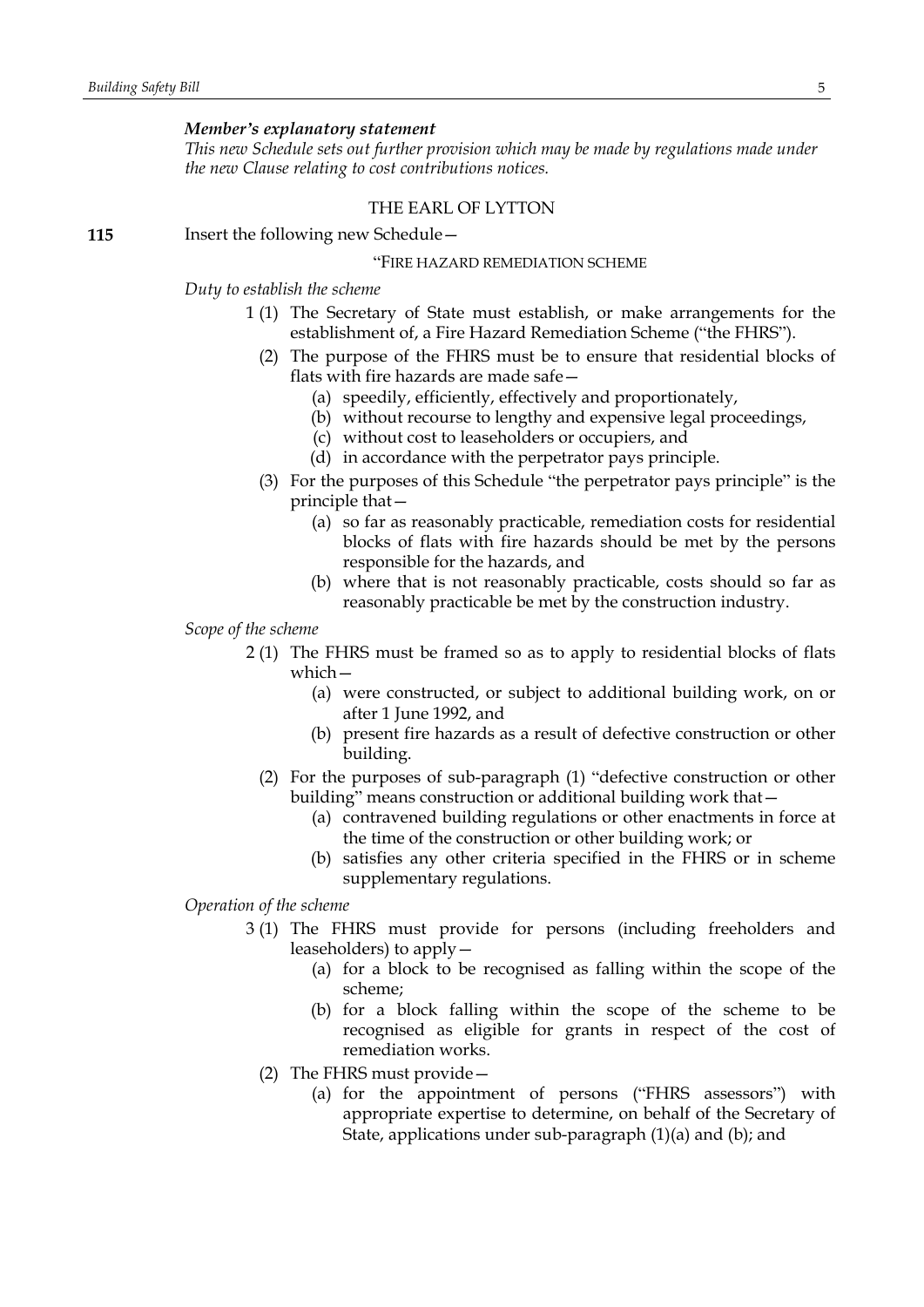*Member's explanatory statement*

*This new Schedule sets out further provision which may be made by regulations made under the new Clause relating to cost contributions notices.*

THE EARL OF LYTTON

**115** Insert the following new Schedule—

"FIRE HAZARD REMEDIATION SCHEME

*Duty to establish the scheme*

1 (1) The Secretary of State must establish, or make arrangements for the establishment of, a Fire Hazard Remediation Scheme ("the FHRS").

(2) The purpose of the FHRS must be to ensure that residential blocks of flats with fire hazards are made safe—

(a) speedily, efficiently, effectively and proportionately,

(b) without recourse to lengthy and expensive legal proceedings,

(c) without cost to leaseholders or occupiers, and

(d) in accordance with the perpetrator pays principle.

(3) For the purposes of this Schedule "the perpetrator pays principle" is the principle that—

(a) so far as reasonably practicable, remediation costs for residential blocks of flats with fire hazards should be met by the persons responsible for the hazards, and

(b) where that is not reasonably practicable, costs should so far as reasonably practicable be met by the construction industry.

*Scope of the scheme*

2 (1) The FHRS must be framed so as to apply to residential blocks of flats which—

(a) were constructed, or subject to additional building work, on or after 1 June 1992, and

(b) present fire hazards as a result of defective construction or other building.

(2) For the purposes of sub-paragraph (1) "defective construction or other building" means construction or additional building work that—

(a) contravened building regulations or other enactments in force at the time of the construction or other building work; or

(b) satisfies any other criteria specified in the FHRS or in scheme supplementary regulations.

*Operation of the scheme*

3 (1) The FHRS must provide for persons (including freeholders and leaseholders) to apply—

(a) for a block to be recognised as falling within the scope of the scheme;

(b) for a block falling within the scope of the scheme to be recognised as eligible for grants in respect of the cost of remediation works.

(2) The FHRS must provide—

(a) for the appointment of persons ("FHRS assessors") with appropriate expertise to determine, on behalf of the Secretary of State, applications under sub-paragraph (1)(a) and (b); and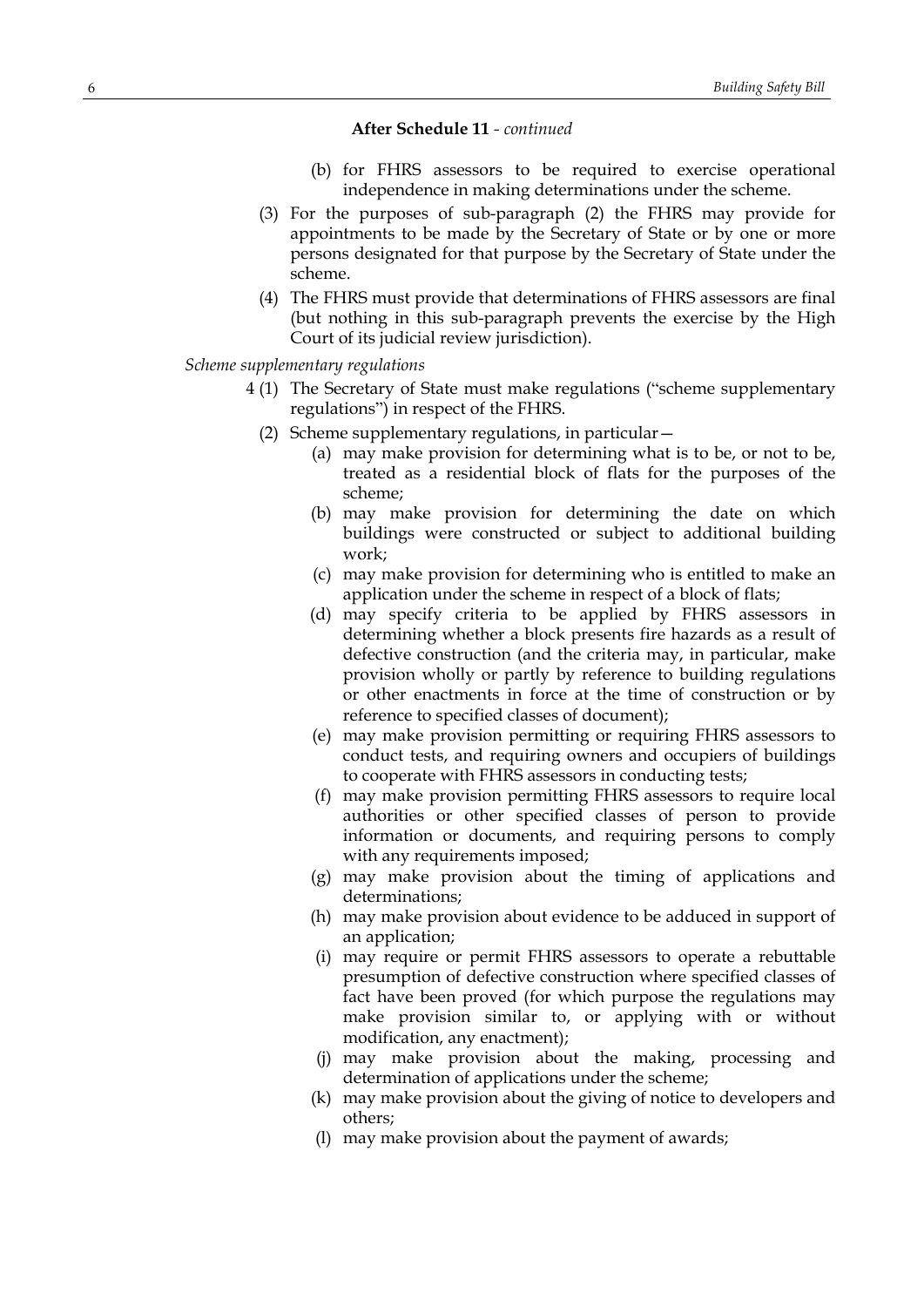**After Schedule 11** - *continued*

(b) for FHRS assessors to be required to exercise operational independence in making determinations under the scheme.

(3) For the purposes of sub-paragraph (2) the FHRS may provide for appointments to be made by the Secretary of State or by one or more persons designated for that purpose by the Secretary of State under the scheme.

(4) The FHRS must provide that determinations of FHRS assessors are final (but nothing in this sub-paragraph prevents the exercise by the High Court of its judicial review jurisdiction).

*Scheme supplementary regulations*

4 (1) The Secretary of State must make regulations ("scheme supplementary regulations") in respect of the FHRS.

(2) Scheme supplementary regulations, in particular—

(a) may make provision for determining what is to be, or not to be, treated as a residential block of flats for the purposes of the scheme;

(b) may make provision for determining the date on which buildings were constructed or subject to additional building work;

(c) may make provision for determining who is entitled to make an application under the scheme in respect of a block of flats;

(d) may specify criteria to be applied by FHRS assessors in determining whether a block presents fire hazards as a result of defective construction (and the criteria may, in particular, make provision wholly or partly by reference to building regulations or other enactments in force at the time of construction or by reference to specified classes of document);

(e) may make provision permitting or requiring FHRS assessors to conduct tests, and requiring owners and occupiers of buildings to cooperate with FHRS assessors in conducting tests;

(f) may make provision permitting FHRS assessors to require local authorities or other specified classes of person to provide information or documents, and requiring persons to comply with any requirements imposed;

(g) may make provision about the timing of applications and determinations;

(h) may make provision about evidence to be adduced in support of an application;

(i) may require or permit FHRS assessors to operate a rebuttable presumption of defective construction where specified classes of fact have been proved (for which purpose the regulations may make provision similar to, or applying with or without modification, any enactment);

(j) may make provision about the making, processing and determination of applications under the scheme;

(k) may make provision about the giving of notice to developers and others;

(l) may make provision about the payment of awards;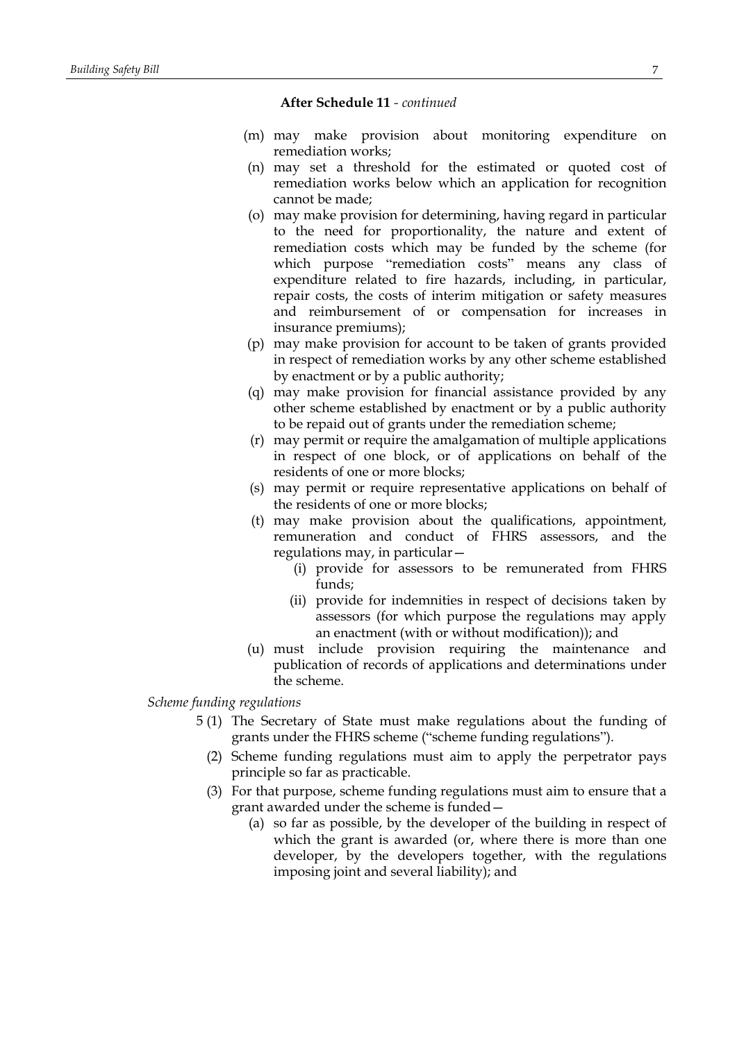**After Schedule 11** - *continued*

(m) may make provision about monitoring expenditure on remediation works;

(n) may set a threshold for the estimated or quoted cost of remediation works below which an application for recognition cannot be made;

(o) may make provision for determining, having regard in particular to the need for proportionality, the nature and extent of remediation costs which may be funded by the scheme (for which purpose "remediation costs" means any class of expenditure related to fire hazards, including, in particular, repair costs, the costs of interim mitigation or safety measures and reimbursement of or compensation for increases in insurance premiums);

(p) may make provision for account to be taken of grants provided in respect of remediation works by any other scheme established by enactment or by a public authority;

(q) may make provision for financial assistance provided by any other scheme established by enactment or by a public authority to be repaid out of grants under the remediation scheme;

(r) may permit or require the amalgamation of multiple applications in respect of one block, or of applications on behalf of the residents of one or more blocks;

(s) may permit or require representative applications on behalf of the residents of one or more blocks;

(t) may make provision about the qualifications, appointment, remuneration and conduct of FHRS assessors, and the regulations may, in particular—

   (i) provide for assessors to be remunerated from FHRS funds;

   (ii) provide for indemnities in respect of decisions taken by assessors (for which purpose the regulations may apply an enactment (with or without modification)); and

(u) must include provision requiring the maintenance and publication of records of applications and determinations under the scheme.

*Scheme funding regulations*

5 (1) The Secretary of State must make regulations about the funding of grants under the FHRS scheme ("scheme funding regulations").

(2) Scheme funding regulations must aim to apply the perpetrator pays principle so far as practicable.

(3) For that purpose, scheme funding regulations must aim to ensure that a grant awarded under the scheme is funded—

   (a) so far as possible, by the developer of the building in respect of which the grant is awarded (or, where there is more than one developer, by the developers together, with the regulations imposing joint and several liability); and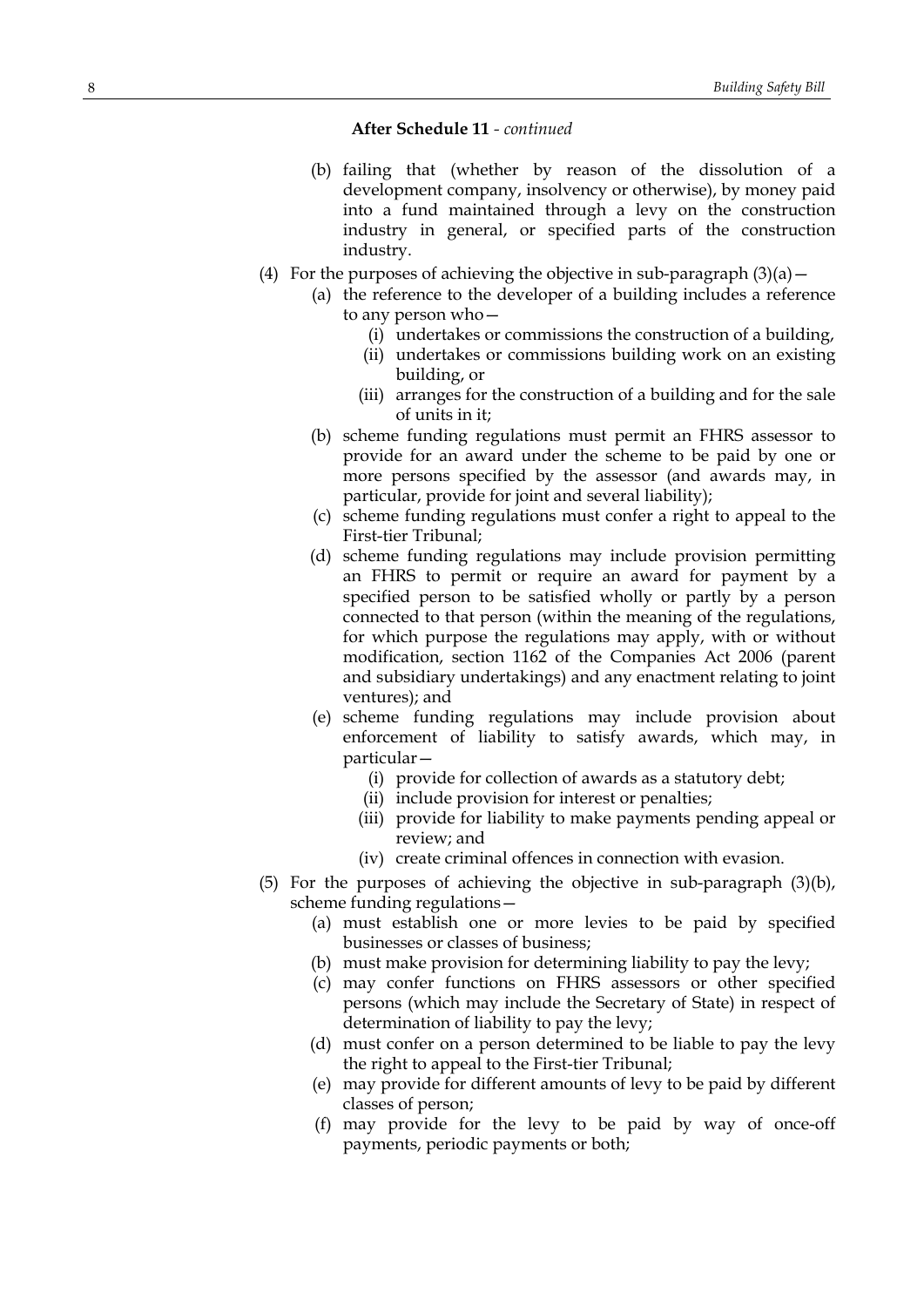**After Schedule 11** - *continued*

(b) failing that (whether by reason of the dissolution of a development company, insolvency or otherwise), by money paid into a fund maintained through a levy on the construction industry in general, or specified parts of the construction industry.

(4) For the purposes of achieving the objective in sub-paragraph (3)(a)—

(a) the reference to the developer of a building includes a reference to any person who—

(i) undertakes or commissions the construction of a building,

(ii) undertakes or commissions building work on an existing building, or

(iii) arranges for the construction of a building and for the sale of units in it;

(b) scheme funding regulations must permit an FHRS assessor to provide for an award under the scheme to be paid by one or more persons specified by the assessor (and awards may, in particular, provide for joint and several liability);

(c) scheme funding regulations must confer a right to appeal to the First-tier Tribunal;

(d) scheme funding regulations may include provision permitting an FHRS to permit or require an award for payment by a specified person to be satisfied wholly or partly by a person connected to that person (within the meaning of the regulations, for which purpose the regulations may apply, with or without modification, section 1162 of the Companies Act 2006 (parent and subsidiary undertakings) and any enactment relating to joint ventures); and

(e) scheme funding regulations may include provision about enforcement of liability to satisfy awards, which may, in particular—

(i) provide for collection of awards as a statutory debt;

(ii) include provision for interest or penalties;

(iii) provide for liability to make payments pending appeal or review; and

(iv) create criminal offences in connection with evasion.

(5) For the purposes of achieving the objective in sub-paragraph (3)(b), scheme funding regulations—

(a) must establish one or more levies to be paid by specified businesses or classes of business;

(b) must make provision for determining liability to pay the levy;

(c) may confer functions on FHRS assessors or other specified persons (which may include the Secretary of State) in respect of determination of liability to pay the levy;

(d) must confer on a person determined to be liable to pay the levy the right to appeal to the First-tier Tribunal;

(e) may provide for different amounts of levy to be paid by different classes of person;

(f) may provide for the levy to be paid by way of once-off payments, periodic payments or both;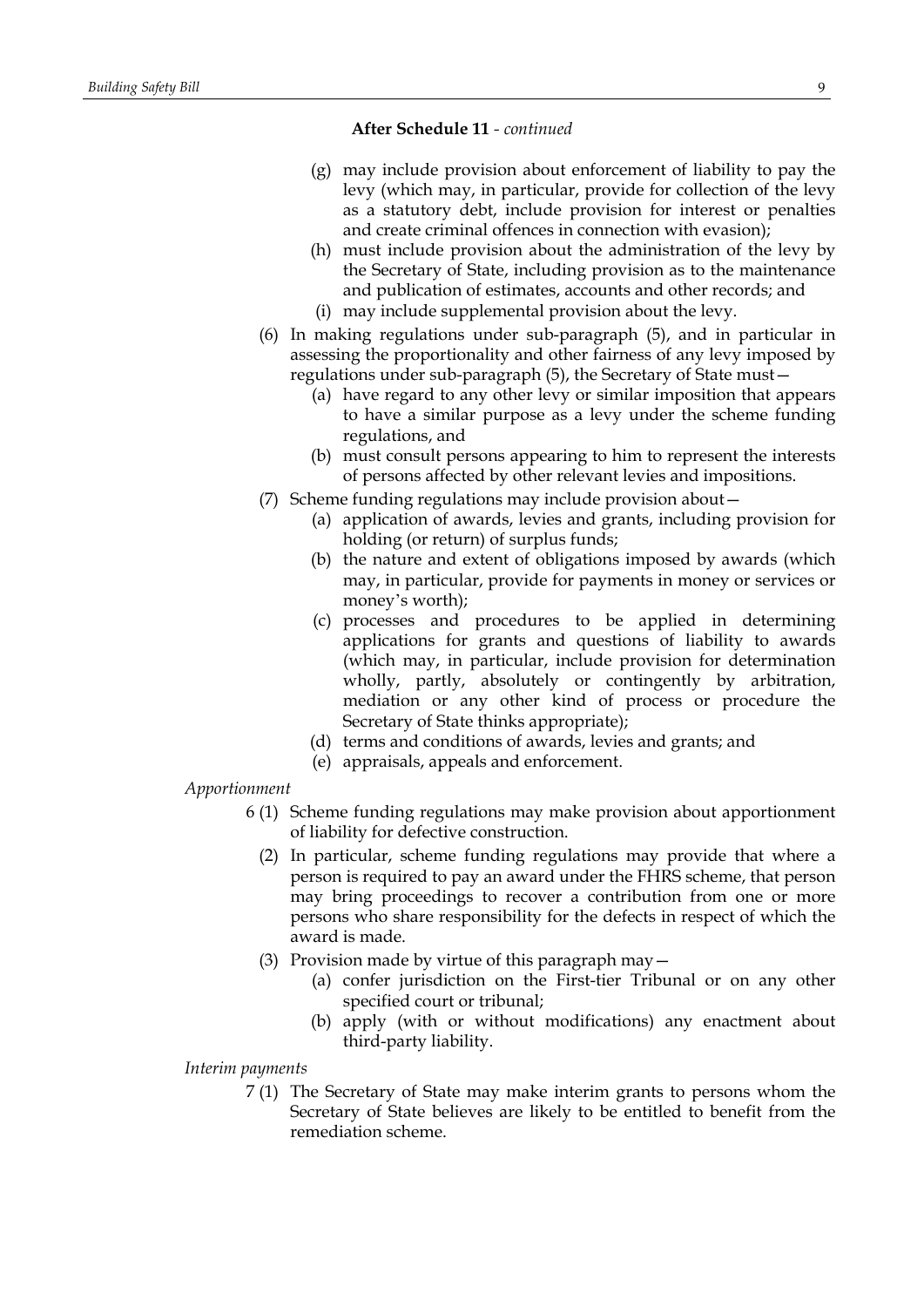**After Schedule 11** *- continued*

(g) may include provision about enforcement of liability to pay the levy (which may, in particular, provide for collection of the levy as a statutory debt, include provision for interest or penalties and create criminal offences in connection with evasion);

(h) must include provision about the administration of the levy by the Secretary of State, including provision as to the maintenance and publication of estimates, accounts and other records; and

(i) may include supplemental provision about the levy.

(6) In making regulations under sub-paragraph (5), and in particular in assessing the proportionality and other fairness of any levy imposed by regulations under sub-paragraph (5), the Secretary of State must—

(a) have regard to any other levy or similar imposition that appears to have a similar purpose as a levy under the scheme funding regulations, and

(b) must consult persons appearing to him to represent the interests of persons affected by other relevant levies and impositions.

(7) Scheme funding regulations may include provision about—

(a) application of awards, levies and grants, including provision for holding (or return) of surplus funds;

(b) the nature and extent of obligations imposed by awards (which may, in particular, provide for payments in money or services or money's worth);

(c) processes and procedures to be applied in determining applications for grants and questions of liability to awards (which may, in particular, include provision for determination wholly, partly, absolutely or contingently by arbitration, mediation or any other kind of process or procedure the Secretary of State thinks appropriate);

(d) terms and conditions of awards, levies and grants; and

(e) appraisals, appeals and enforcement.

*Apportionment*

6 (1) Scheme funding regulations may make provision about apportionment of liability for defective construction.

(2) In particular, scheme funding regulations may provide that where a person is required to pay an award under the FHRS scheme, that person may bring proceedings to recover a contribution from one or more persons who share responsibility for the defects in respect of which the award is made.

(3) Provision made by virtue of this paragraph may—

(a) confer jurisdiction on the First-tier Tribunal or on any other specified court or tribunal;

(b) apply (with or without modifications) any enactment about third-party liability.

*Interim payments*

7 (1) The Secretary of State may make interim grants to persons whom the Secretary of State believes are likely to be entitled to benefit from the remediation scheme.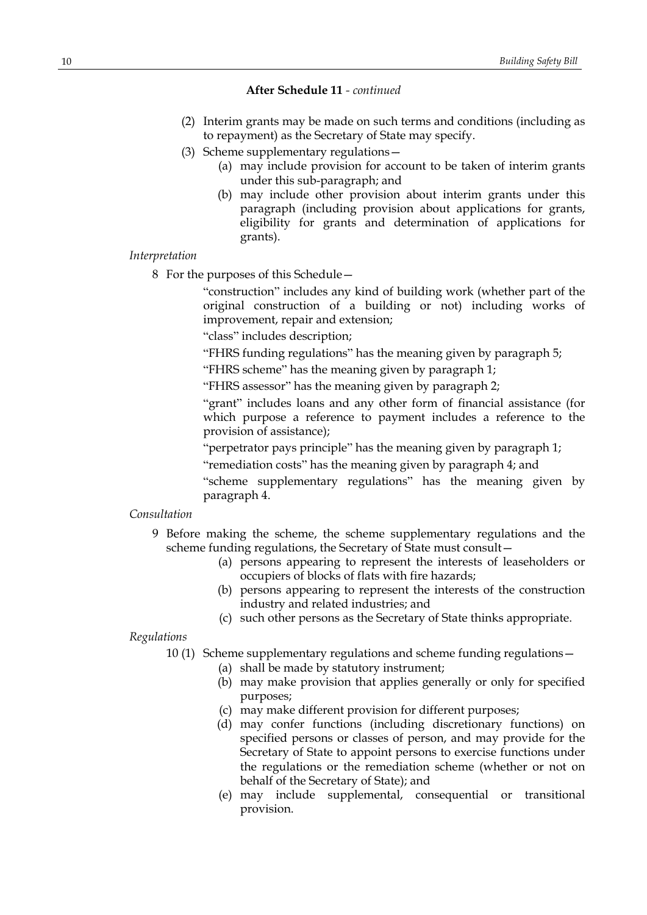**After Schedule 11** - *continued*

(2) Interim grants may be made on such terms and conditions (including as to repayment) as the Secretary of State may specify.

(3) Scheme supplementary regulations—

- (a) may include provision for account to be taken of interim grants under this sub-paragraph; and
- (b) may include other provision about interim grants under this paragraph (including provision about applications for grants, eligibility for grants and determination of applications for grants).

*Interpretation*

8 For the purposes of this Schedule—

"construction" includes any kind of building work (whether part of the original construction of a building or not) including works of improvement, repair and extension;

"class" includes description;

"FHRS funding regulations" has the meaning given by paragraph 5;

"FHRS scheme" has the meaning given by paragraph 1;

"FHRS assessor" has the meaning given by paragraph 2;

"grant" includes loans and any other form of financial assistance (for which purpose a reference to payment includes a reference to the provision of assistance);

"perpetrator pays principle" has the meaning given by paragraph 1;

"remediation costs" has the meaning given by paragraph 4; and

"scheme supplementary regulations" has the meaning given by paragraph 4.

*Consultation*

9 Before making the scheme, the scheme supplementary regulations and the scheme funding regulations, the Secretary of State must consult—

- (a) persons appearing to represent the interests of leaseholders or occupiers of blocks of flats with fire hazards;
- (b) persons appearing to represent the interests of the construction industry and related industries; and
- (c) such other persons as the Secretary of State thinks appropriate.

*Regulations*

10 (1) Scheme supplementary regulations and scheme funding regulations—

- (a) shall be made by statutory instrument;
- (b) may make provision that applies generally or only for specified purposes;
- (c) may make different provision for different purposes;
- (d) may confer functions (including discretionary functions) on specified persons or classes of person, and may provide for the Secretary of State to appoint persons to exercise functions under the regulations or the remediation scheme (whether or not on behalf of the Secretary of State); and
- (e) may include supplemental, consequential or transitional provision.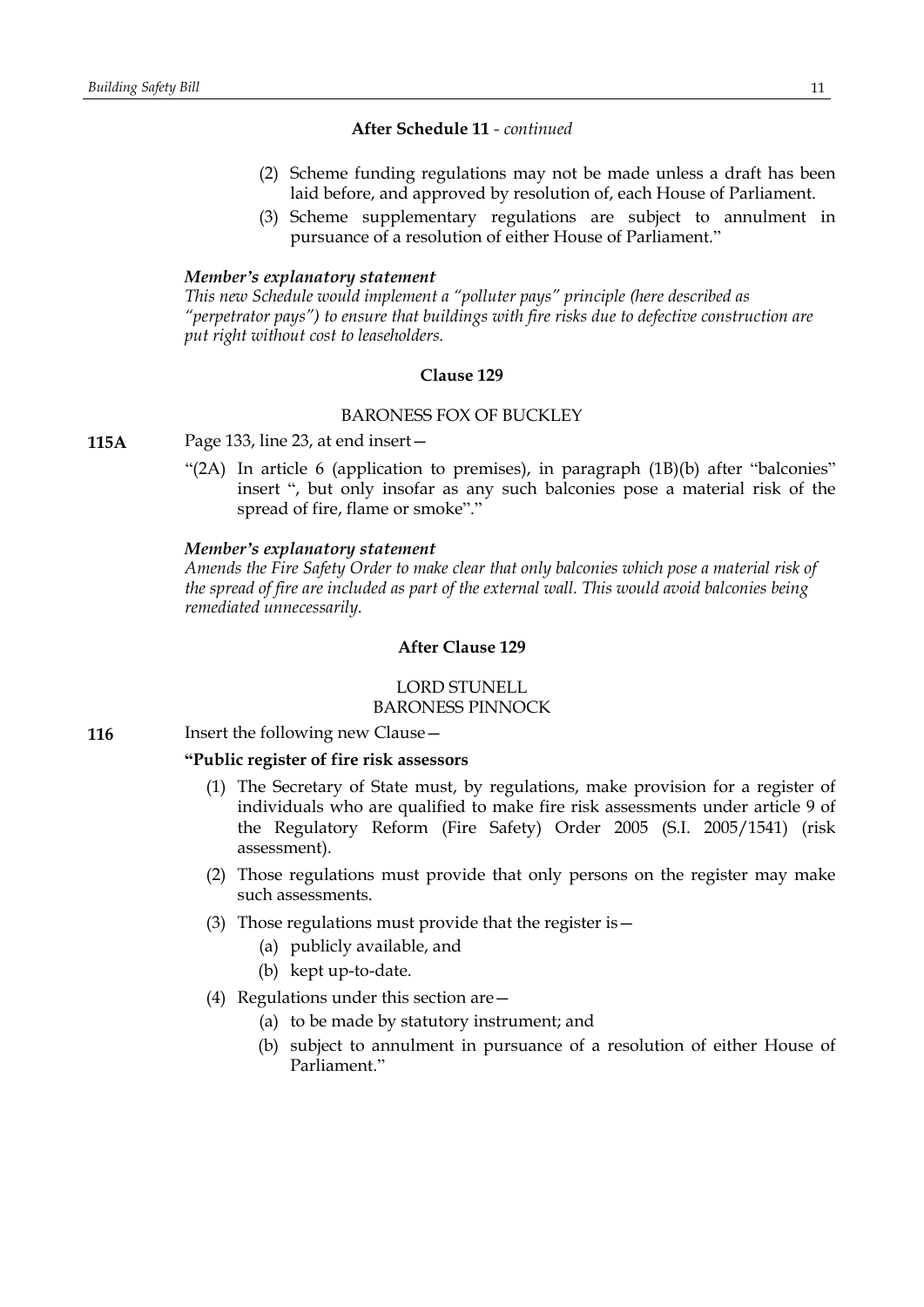**After Schedule 11** - *continued*

(2) Scheme funding regulations may not be made unless a draft has been laid before, and approved by resolution of, each House of Parliament.

(3) Scheme supplementary regulations are subject to annulment in pursuance of a resolution of either House of Parliament."

***Member's explanatory statement***

*This new Schedule would implement a "polluter pays" principle (here described as "perpetrator pays") to ensure that buildings with fire risks due to defective construction are put right without cost to leaseholders.*

**Clause 129**

BARONESS FOX OF BUCKLEY

**115A** Page 133, line 23, at end insert—

"(2A) In article 6 (application to premises), in paragraph (1B)(b) after "balconies" insert ", but only insofar as any such balconies pose a material risk of the spread of fire, flame or smoke"."

***Member's explanatory statement***

*Amends the Fire Safety Order to make clear that only balconies which pose a material risk of the spread of fire are included as part of the external wall. This would avoid balconies being remediated unnecessarily.*

**After Clause 129**

LORD STUNELL
BARONESS PINNOCK

**116** Insert the following new Clause—

**"Public register of fire risk assessors**

(1) The Secretary of State must, by regulations, make provision for a register of individuals who are qualified to make fire risk assessments under article 9 of the Regulatory Reform (Fire Safety) Order 2005 (S.I. 2005/1541) (risk assessment).

(2) Those regulations must provide that only persons on the register may make such assessments.

(3) Those regulations must provide that the register is—

(a) publicly available, and

(b) kept up-to-date.

(4) Regulations under this section are—

(a) to be made by statutory instrument; and

(b) subject to annulment in pursuance of a resolution of either House of Parliament."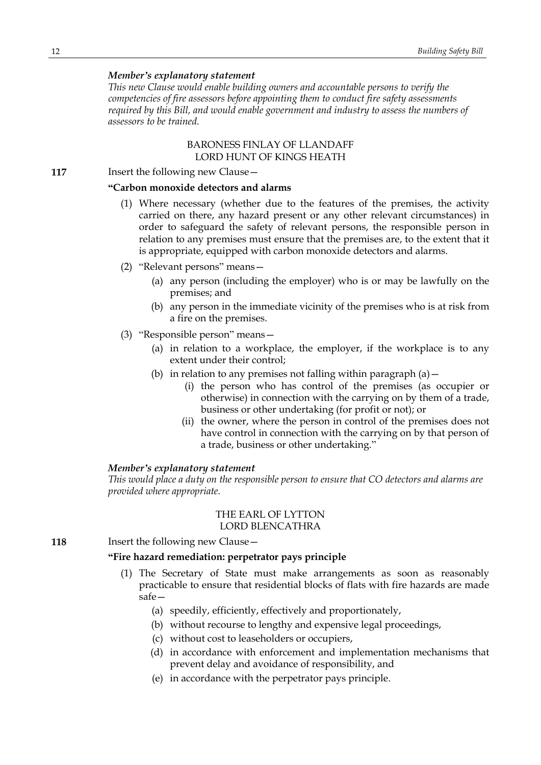*Member's explanatory statement*

*This new Clause would enable building owners and accountable persons to verify the competencies of fire assessors before appointing them to conduct fire safety assessments required by this Bill, and would enable government and industry to assess the numbers of assessors to be trained.*

BARONESS FINLAY OF LLANDAFF
LORD HUNT OF KINGS HEATH

**117** Insert the following new Clause—

**"Carbon monoxide detectors and alarms**

(1) Where necessary (whether due to the features of the premises, the activity carried on there, any hazard present or any other relevant circumstances) in order to safeguard the safety of relevant persons, the responsible person in relation to any premises must ensure that the premises are, to the extent that it is appropriate, equipped with carbon monoxide detectors and alarms.

(2) "Relevant persons" means—

(a) any person (including the employer) who is or may be lawfully on the premises; and

(b) any person in the immediate vicinity of the premises who is at risk from a fire on the premises.

(3) "Responsible person" means—

(a) in relation to a workplace, the employer, if the workplace is to any extent under their control;

(b) in relation to any premises not falling within paragraph (a)—

(i) the person who has control of the premises (as occupier or otherwise) in connection with the carrying on by them of a trade, business or other undertaking (for profit or not); or

(ii) the owner, where the person in control of the premises does not have control in connection with the carrying on by that person of a trade, business or other undertaking."

*Member's explanatory statement*

*This would place a duty on the responsible person to ensure that CO detectors and alarms are provided where appropriate.*

THE EARL OF LYTTON
LORD BLENCATHRA

**118** Insert the following new Clause—

**"Fire hazard remediation: perpetrator pays principle**

(1) The Secretary of State must make arrangements as soon as reasonably practicable to ensure that residential blocks of flats with fire hazards are made safe—

(a) speedily, efficiently, effectively and proportionately,

(b) without recourse to lengthy and expensive legal proceedings,

(c) without cost to leaseholders or occupiers,

(d) in accordance with enforcement and implementation mechanisms that prevent delay and avoidance of responsibility, and

(e) in accordance with the perpetrator pays principle.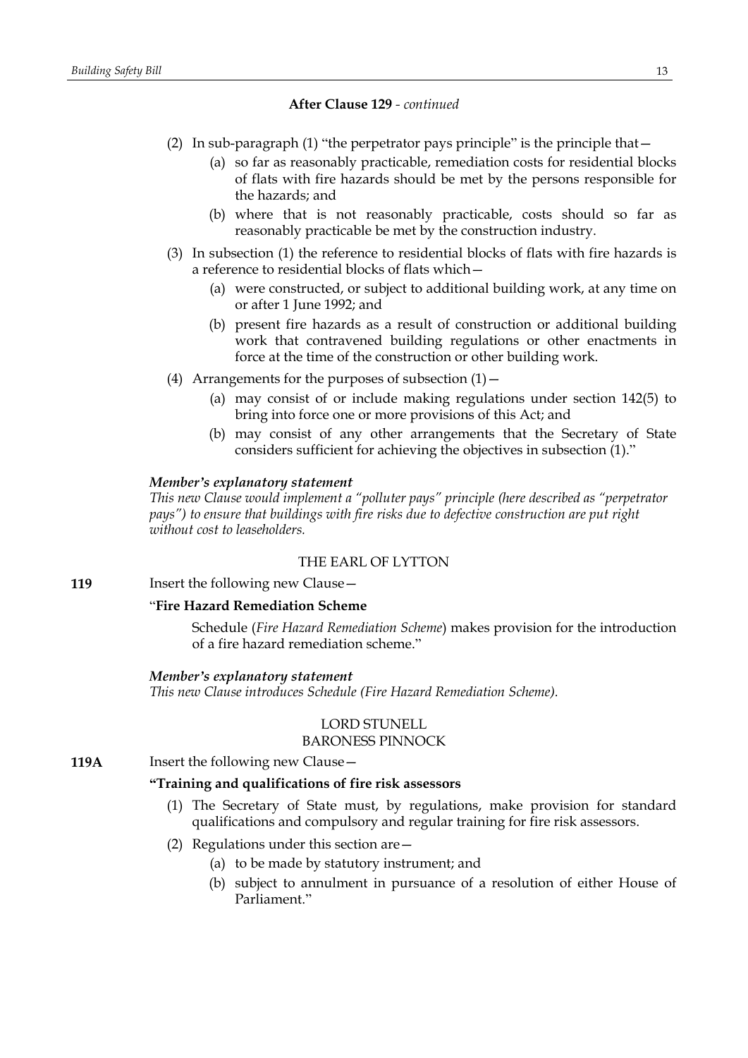**After Clause 129** - *continued*

(2) In sub-paragraph (1) "the perpetrator pays principle" is the principle that—

(a) so far as reasonably practicable, remediation costs for residential blocks of flats with fire hazards should be met by the persons responsible for the hazards; and

(b) where that is not reasonably practicable, costs should so far as reasonably practicable be met by the construction industry.

(3) In subsection (1) the reference to residential blocks of flats with fire hazards is a reference to residential blocks of flats which—

(a) were constructed, or subject to additional building work, at any time on or after 1 June 1992; and

(b) present fire hazards as a result of construction or additional building work that contravened building regulations or other enactments in force at the time of the construction or other building work.

(4) Arrangements for the purposes of subsection (1)—

(a) may consist of or include making regulations under section 142(5) to bring into force one or more provisions of this Act; and

(b) may consist of any other arrangements that the Secretary of State considers sufficient for achieving the objectives in subsection (1)."

***Member's explanatory statement***

*This new Clause would implement a "polluter pays" principle (here described as "perpetrator pays") to ensure that buildings with fire risks due to defective construction are put right without cost to leaseholders.*

THE EARL OF LYTTON

**119** Insert the following new Clause—

"**Fire Hazard Remediation Scheme**

Schedule (*Fire Hazard Remediation Scheme*) makes provision for the introduction of a fire hazard remediation scheme."

***Member's explanatory statement***

*This new Clause introduces Schedule (Fire Hazard Remediation Scheme).*

LORD STUNELL
BARONESS PINNOCK

**119A** Insert the following new Clause—

**"Training and qualifications of fire risk assessors**

(1) The Secretary of State must, by regulations, make provision for standard qualifications and compulsory and regular training for fire risk assessors.

(2) Regulations under this section are—

(a) to be made by statutory instrument; and

(b) subject to annulment in pursuance of a resolution of either House of Parliament."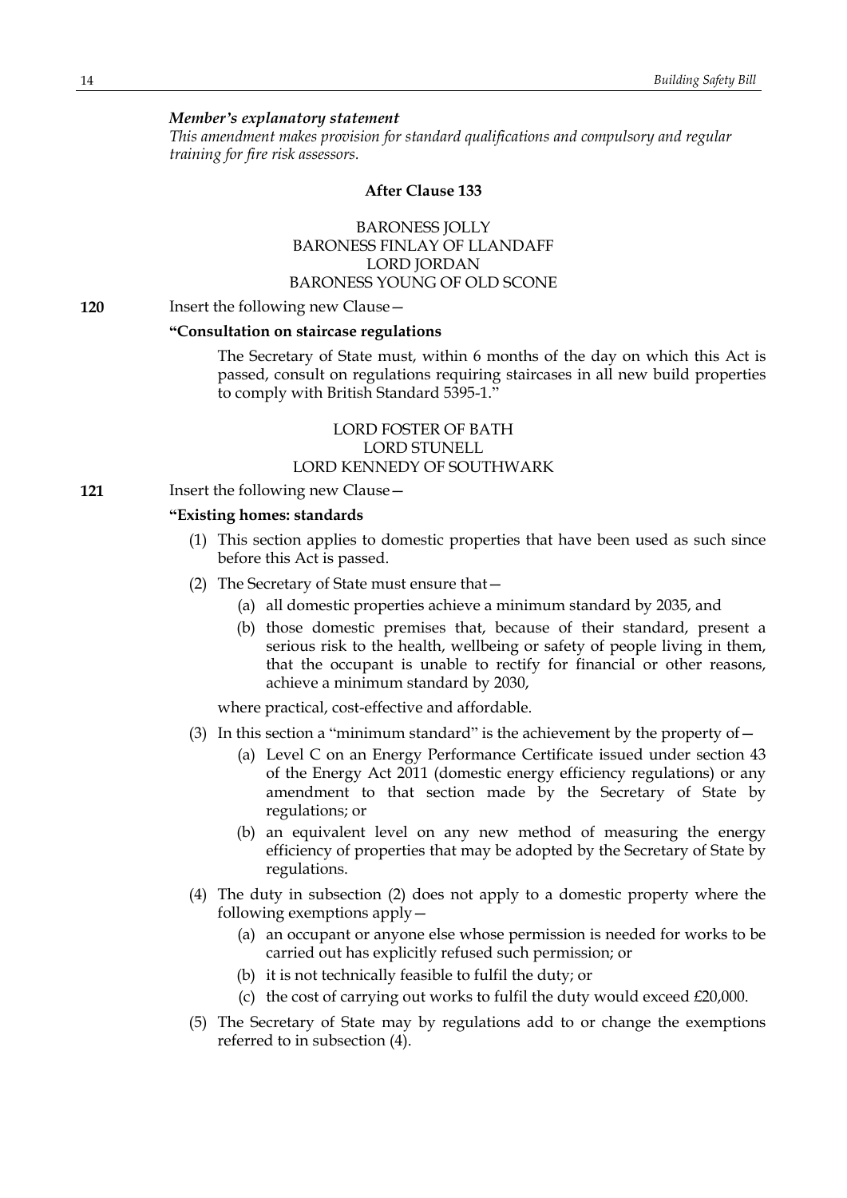*Member's explanatory statement*

*This amendment makes provision for standard qualifications and compulsory and regular training for fire risk assessors.*

**After Clause 133**

BARONESS JOLLY
BARONESS FINLAY OF LLANDAFF
LORD JORDAN
BARONESS YOUNG OF OLD SCONE

**120** Insert the following new Clause—

**"Consultation on staircase regulations**

The Secretary of State must, within 6 months of the day on which this Act is passed, consult on regulations requiring staircases in all new build properties to comply with British Standard 5395-1."

LORD FOSTER OF BATH
LORD STUNELL
LORD KENNEDY OF SOUTHWARK

**121** Insert the following new Clause—

**"Existing homes: standards**

(1) This section applies to domestic properties that have been used as such since before this Act is passed.

(2) The Secretary of State must ensure that—

(a) all domestic properties achieve a minimum standard by 2035, and

(b) those domestic premises that, because of their standard, present a serious risk to the health, wellbeing or safety of people living in them, that the occupant is unable to rectify for financial or other reasons, achieve a minimum standard by 2030,

where practical, cost-effective and affordable.

(3) In this section a "minimum standard" is the achievement by the property of—

(a) Level C on an Energy Performance Certificate issued under section 43 of the Energy Act 2011 (domestic energy efficiency regulations) or any amendment to that section made by the Secretary of State by regulations; or

(b) an equivalent level on any new method of measuring the energy efficiency of properties that may be adopted by the Secretary of State by regulations.

(4) The duty in subsection (2) does not apply to a domestic property where the following exemptions apply—

(a) an occupant or anyone else whose permission is needed for works to be carried out has explicitly refused such permission; or

(b) it is not technically feasible to fulfil the duty; or

(c) the cost of carrying out works to fulfil the duty would exceed £20,000.

(5) The Secretary of State may by regulations add to or change the exemptions referred to in subsection (4).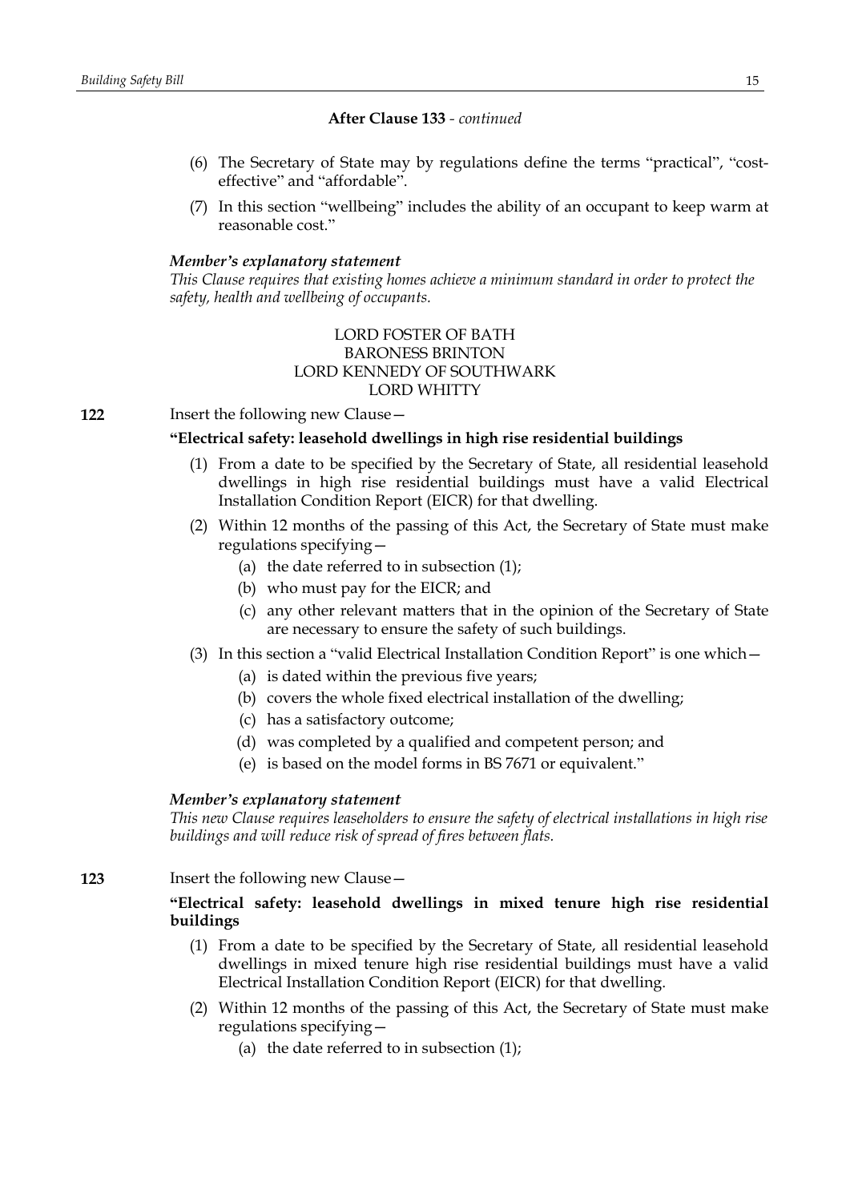**After Clause 133** - *continued*

(6) The Secretary of State may by regulations define the terms "practical", "cost-effective" and "affordable".

(7) In this section "wellbeing" includes the ability of an occupant to keep warm at reasonable cost."

***Member's explanatory statement***

*This Clause requires that existing homes achieve a minimum standard in order to protect the safety, health and wellbeing of occupants.*

LORD FOSTER OF BATH
BARONESS BRINTON
LORD KENNEDY OF SOUTHWARK
LORD WHITTY

**122** Insert the following new Clause—

**"Electrical safety: leasehold dwellings in high rise residential buildings**

(1) From a date to be specified by the Secretary of State, all residential leasehold dwellings in high rise residential buildings must have a valid Electrical Installation Condition Report (EICR) for that dwelling.

(2) Within 12 months of the passing of this Act, the Secretary of State must make regulations specifying—

(a) the date referred to in subsection (1);

(b) who must pay for the EICR; and

(c) any other relevant matters that in the opinion of the Secretary of State are necessary to ensure the safety of such buildings.

(3) In this section a "valid Electrical Installation Condition Report" is one which—

(a) is dated within the previous five years;

(b) covers the whole fixed electrical installation of the dwelling;

(c) has a satisfactory outcome;

(d) was completed by a qualified and competent person; and

(e) is based on the model forms in BS 7671 or equivalent."

***Member's explanatory statement***

*This new Clause requires leaseholders to ensure the safety of electrical installations in high rise buildings and will reduce risk of spread of fires between flats.*

**123** Insert the following new Clause—

**"Electrical safety: leasehold dwellings in mixed tenure high rise residential buildings**

(1) From a date to be specified by the Secretary of State, all residential leasehold dwellings in mixed tenure high rise residential buildings must have a valid Electrical Installation Condition Report (EICR) for that dwelling.

(2) Within 12 months of the passing of this Act, the Secretary of State must make regulations specifying—

(a) the date referred to in subsection (1);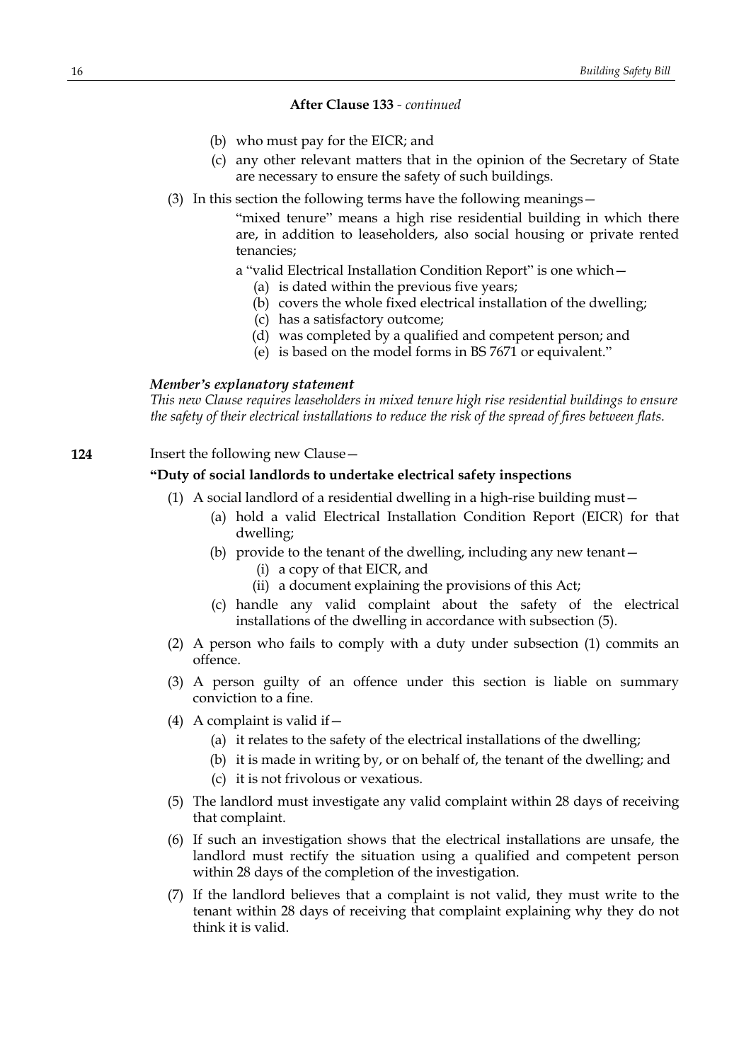**After Clause 133** - *continued*

(b) who must pay for the EICR; and

(c) any other relevant matters that in the opinion of the Secretary of State are necessary to ensure the safety of such buildings.

(3) In this section the following terms have the following meanings—

"mixed tenure" means a high rise residential building in which there are, in addition to leaseholders, also social housing or private rented tenancies;

a "valid Electrical Installation Condition Report" is one which—

(a) is dated within the previous five years;

(b) covers the whole fixed electrical installation of the dwelling;

(c) has a satisfactory outcome;

(d) was completed by a qualified and competent person; and

(e) is based on the model forms in BS 7671 or equivalent."

***Member's explanatory statement***

*This new Clause requires leaseholders in mixed tenure high rise residential buildings to ensure the safety of their electrical installations to reduce the risk of the spread of fires between flats.*

**124** Insert the following new Clause—

**"Duty of social landlords to undertake electrical safety inspections**

(1) A social landlord of a residential dwelling in a high-rise building must—

(a) hold a valid Electrical Installation Condition Report (EICR) for that dwelling;

(b) provide to the tenant of the dwelling, including any new tenant—

(i) a copy of that EICR, and

(ii) a document explaining the provisions of this Act;

(c) handle any valid complaint about the safety of the electrical installations of the dwelling in accordance with subsection (5).

(2) A person who fails to comply with a duty under subsection (1) commits an offence.

(3) A person guilty of an offence under this section is liable on summary conviction to a fine.

(4) A complaint is valid if—

(a) it relates to the safety of the electrical installations of the dwelling;

(b) it is made in writing by, or on behalf of, the tenant of the dwelling; and

(c) it is not frivolous or vexatious.

(5) The landlord must investigate any valid complaint within 28 days of receiving that complaint.

(6) If such an investigation shows that the electrical installations are unsafe, the landlord must rectify the situation using a qualified and competent person within 28 days of the completion of the investigation.

(7) If the landlord believes that a complaint is not valid, they must write to the tenant within 28 days of receiving that complaint explaining why they do not think it is valid.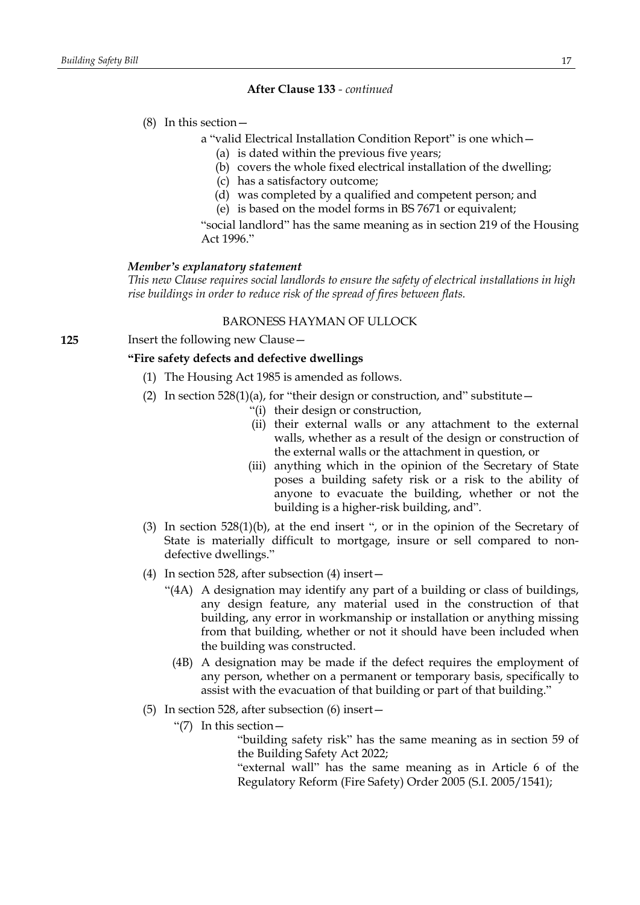**After Clause 133** - *continued*

(8) In this section—

a "valid Electrical Installation Condition Report" is one which—

(a) is dated within the previous five years;

(b) covers the whole fixed electrical installation of the dwelling;

(c) has a satisfactory outcome;

(d) was completed by a qualified and competent person; and

(e) is based on the model forms in BS 7671 or equivalent;

"social landlord" has the same meaning as in section 219 of the Housing Act 1996."

***Member's explanatory statement***

*This new Clause requires social landlords to ensure the safety of electrical installations in high rise buildings in order to reduce risk of the spread of fires between flats.*

BARONESS HAYMAN OF ULLOCK

**125** Insert the following new Clause—

**"Fire safety defects and defective dwellings**

(1) The Housing Act 1985 is amended as follows.

(2) In section 528(1)(a), for "their design or construction, and" substitute—

"(i) their design or construction,

(ii) their external walls or any attachment to the external walls, whether as a result of the design or construction of the external walls or the attachment in question, or

(iii) anything which in the opinion of the Secretary of State poses a building safety risk or a risk to the ability of anyone to evacuate the building, whether or not the building is a higher-risk building, and".

(3) In section 528(1)(b), at the end insert ", or in the opinion of the Secretary of State is materially difficult to mortgage, insure or sell compared to non-defective dwellings."

(4) In section 528, after subsection (4) insert—

"(4A) A designation may identify any part of a building or class of buildings, any design feature, any material used in the construction of that building, any error in workmanship or installation or anything missing from that building, whether or not it should have been included when the building was constructed.

(4B) A designation may be made if the defect requires the employment of any person, whether on a permanent or temporary basis, specifically to assist with the evacuation of that building or part of that building."

(5) In section 528, after subsection (6) insert—

"(7) In this section—

"building safety risk" has the same meaning as in section 59 of the Building Safety Act 2022;

"external wall" has the same meaning as in Article 6 of the Regulatory Reform (Fire Safety) Order 2005 (S.I. 2005/1541);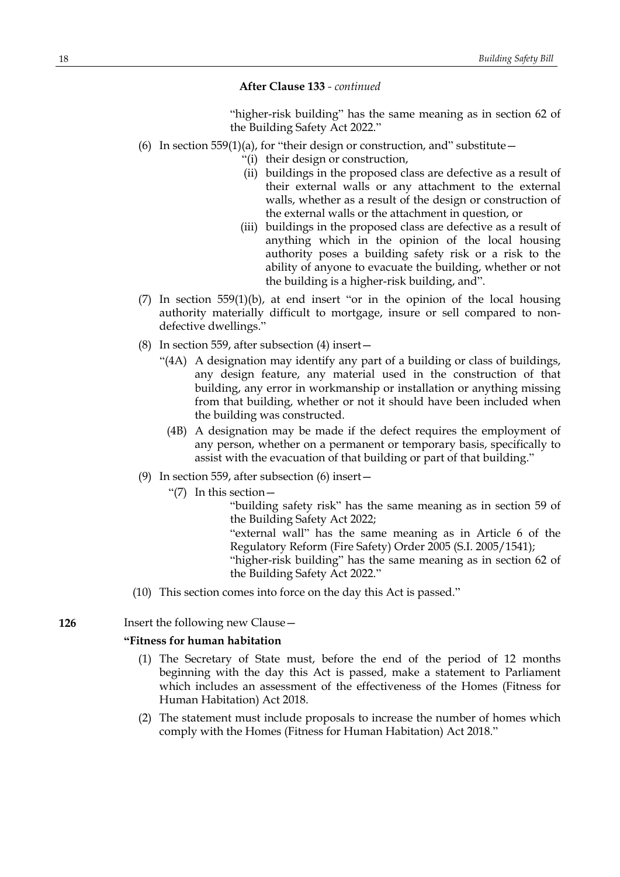**After Clause 133** - *continued*

"higher-risk building" has the same meaning as in section 62 of the Building Safety Act 2022."

(6) In section 559(1)(a), for "their design or construction, and" substitute—

"(i) their design or construction,

(ii) buildings in the proposed class are defective as a result of their external walls or any attachment to the external walls, whether as a result of the design or construction of the external walls or the attachment in question, or

(iii) buildings in the proposed class are defective as a result of anything which in the opinion of the local housing authority poses a building safety risk or a risk to the ability of anyone to evacuate the building, whether or not the building is a higher-risk building, and".

(7) In section 559(1)(b), at end insert "or in the opinion of the local housing authority materially difficult to mortgage, insure or sell compared to non-defective dwellings."

(8) In section 559, after subsection (4) insert—

"(4A) A designation may identify any part of a building or class of buildings, any design feature, any material used in the construction of that building, any error in workmanship or installation or anything missing from that building, whether or not it should have been included when the building was constructed.

(4B) A designation may be made if the defect requires the employment of any person, whether on a permanent or temporary basis, specifically to assist with the evacuation of that building or part of that building."

(9) In section 559, after subsection (6) insert—

"(7) In this section—

"building safety risk" has the same meaning as in section 59 of the Building Safety Act 2022;

"external wall" has the same meaning as in Article 6 of the Regulatory Reform (Fire Safety) Order 2005 (S.I. 2005/1541);

"higher-risk building" has the same meaning as in section 62 of the Building Safety Act 2022."

(10) This section comes into force on the day this Act is passed."

**126** Insert the following new Clause—

**"Fitness for human habitation**

(1) The Secretary of State must, before the end of the period of 12 months beginning with the day this Act is passed, make a statement to Parliament which includes an assessment of the effectiveness of the Homes (Fitness for Human Habitation) Act 2018.

(2) The statement must include proposals to increase the number of homes which comply with the Homes (Fitness for Human Habitation) Act 2018."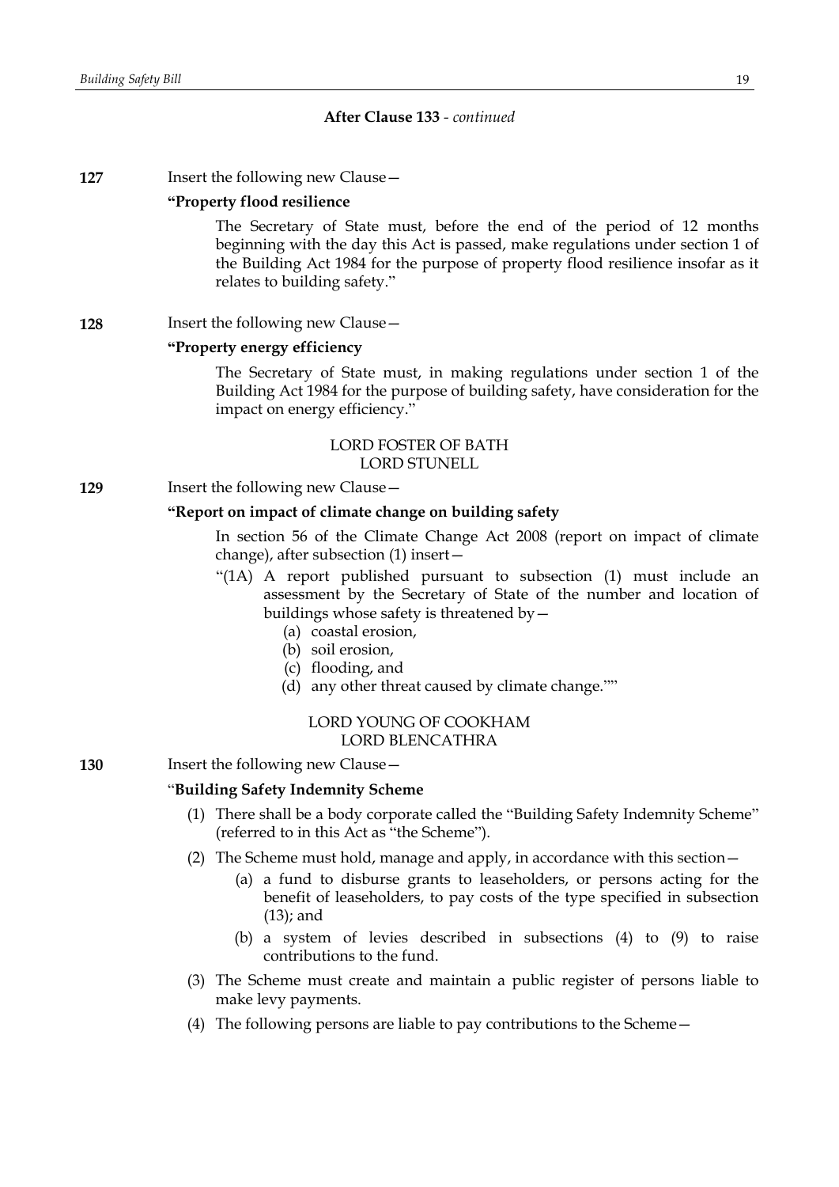**After Clause 133** - *continued*

**127** Insert the following new Clause—

**"Property flood resilience**

The Secretary of State must, before the end of the period of 12 months beginning with the day this Act is passed, make regulations under section 1 of the Building Act 1984 for the purpose of property flood resilience insofar as it relates to building safety."

**128** Insert the following new Clause—

**"Property energy efficiency**

The Secretary of State must, in making regulations under section 1 of the Building Act 1984 for the purpose of building safety, have consideration for the impact on energy efficiency."

LORD FOSTER OF BATH
LORD STUNELL

**129** Insert the following new Clause—

**"Report on impact of climate change on building safety**

In section 56 of the Climate Change Act 2008 (report on impact of climate change), after subsection (1) insert—

"(1A) A report published pursuant to subsection (1) must include an assessment by the Secretary of State of the number and location of buildings whose safety is threatened by—

(a) coastal erosion,

(b) soil erosion,

(c) flooding, and

(d) any other threat caused by climate change.""

LORD YOUNG OF COOKHAM
LORD BLENCATHRA

**130** Insert the following new Clause—

"**Building Safety Indemnity Scheme**

(1) There shall be a body corporate called the "Building Safety Indemnity Scheme" (referred to in this Act as "the Scheme").

(2) The Scheme must hold, manage and apply, in accordance with this section—

(a) a fund to disburse grants to leaseholders, or persons acting for the benefit of leaseholders, to pay costs of the type specified in subsection (13); and

(b) a system of levies described in subsections (4) to (9) to raise contributions to the fund.

(3) The Scheme must create and maintain a public register of persons liable to make levy payments.

(4) The following persons are liable to pay contributions to the Scheme—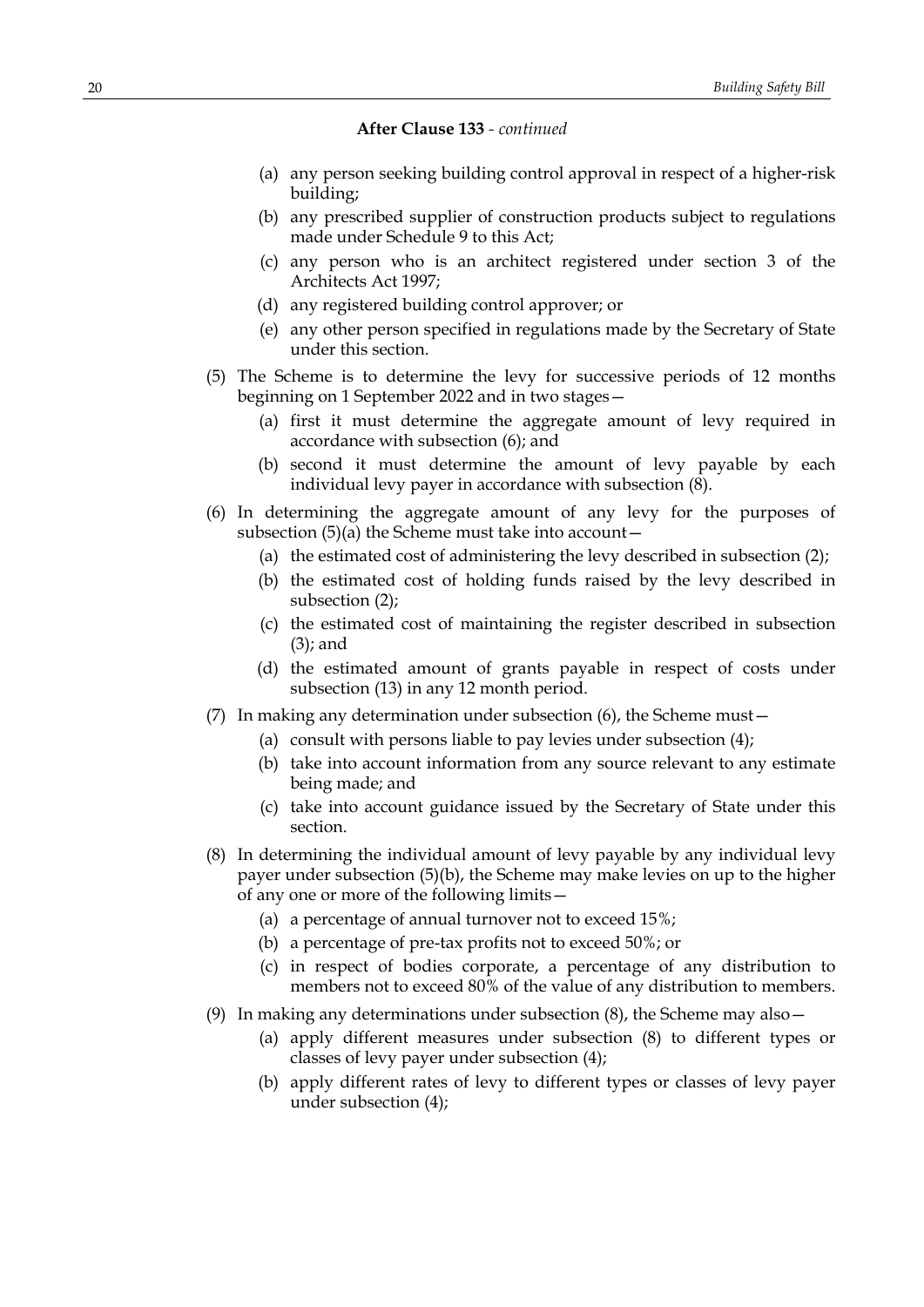**After Clause 133** - *continued*

- (a) any person seeking building control approval in respect of a higher-risk building;
- (b) any prescribed supplier of construction products subject to regulations made under Schedule 9 to this Act;
- (c) any person who is an architect registered under section 3 of the Architects Act 1997;
- (d) any registered building control approver; or
- (e) any other person specified in regulations made by the Secretary of State under this section.

(5) The Scheme is to determine the levy for successive periods of 12 months beginning on 1 September 2022 and in two stages—

- (a) first it must determine the aggregate amount of levy required in accordance with subsection (6); and
- (b) second it must determine the amount of levy payable by each individual levy payer in accordance with subsection (8).

(6) In determining the aggregate amount of any levy for the purposes of subsection (5)(a) the Scheme must take into account—

- (a) the estimated cost of administering the levy described in subsection (2);
- (b) the estimated cost of holding funds raised by the levy described in subsection (2);
- (c) the estimated cost of maintaining the register described in subsection (3); and
- (d) the estimated amount of grants payable in respect of costs under subsection (13) in any 12 month period.

(7) In making any determination under subsection (6), the Scheme must—

- (a) consult with persons liable to pay levies under subsection (4);
- (b) take into account information from any source relevant to any estimate being made; and
- (c) take into account guidance issued by the Secretary of State under this section.

(8) In determining the individual amount of levy payable by any individual levy payer under subsection (5)(b), the Scheme may make levies on up to the higher of any one or more of the following limits—

- (a) a percentage of annual turnover not to exceed 15%;
- (b) a percentage of pre-tax profits not to exceed 50%; or
- (c) in respect of bodies corporate, a percentage of any distribution to members not to exceed 80% of the value of any distribution to members.

(9) In making any determinations under subsection (8), the Scheme may also—

- (a) apply different measures under subsection (8) to different types or classes of levy payer under subsection (4);
- (b) apply different rates of levy to different types or classes of levy payer under subsection (4);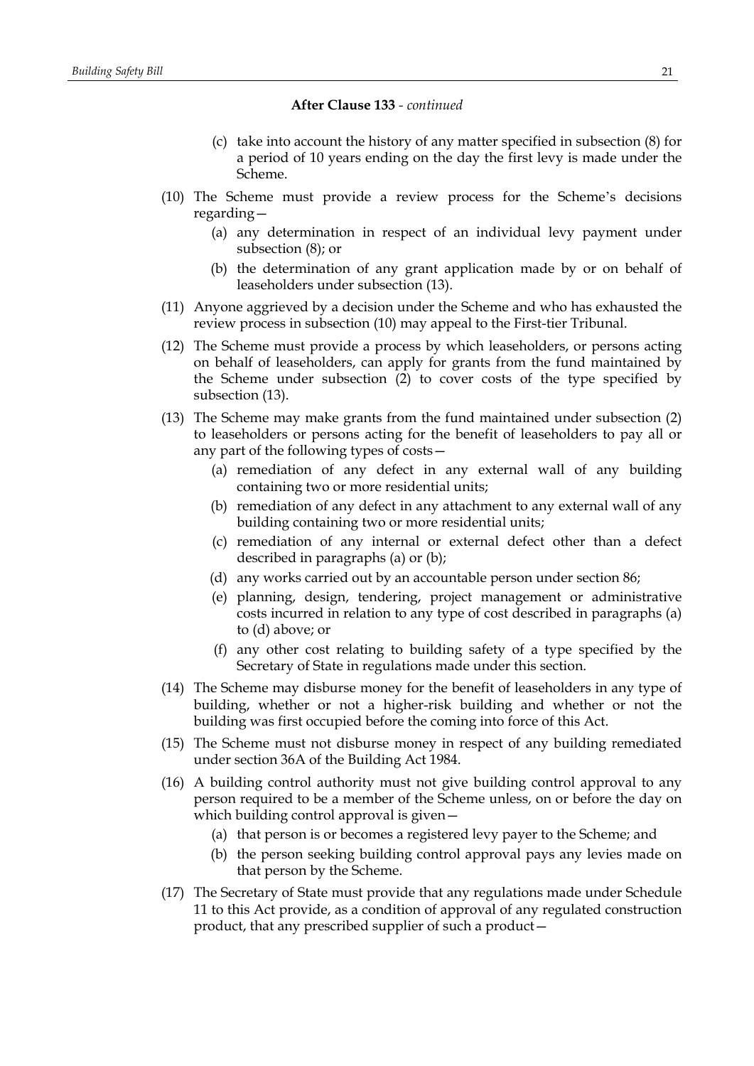**After Clause 133** - *continued*

(c) take into account the history of any matter specified in subsection (8) for a period of 10 years ending on the day the first levy is made under the Scheme.

(10) The Scheme must provide a review process for the Scheme's decisions regarding—

(a) any determination in respect of an individual levy payment under subsection (8); or

(b) the determination of any grant application made by or on behalf of leaseholders under subsection (13).

(11) Anyone aggrieved by a decision under the Scheme and who has exhausted the review process in subsection (10) may appeal to the First-tier Tribunal.

(12) The Scheme must provide a process by which leaseholders, or persons acting on behalf of leaseholders, can apply for grants from the fund maintained by the Scheme under subsection (2) to cover costs of the type specified by subsection (13).

(13) The Scheme may make grants from the fund maintained under subsection (2) to leaseholders or persons acting for the benefit of leaseholders to pay all or any part of the following types of costs—

(a) remediation of any defect in any external wall of any building containing two or more residential units;

(b) remediation of any defect in any attachment to any external wall of any building containing two or more residential units;

(c) remediation of any internal or external defect other than a defect described in paragraphs (a) or (b);

(d) any works carried out by an accountable person under section 86;

(e) planning, design, tendering, project management or administrative costs incurred in relation to any type of cost described in paragraphs (a) to (d) above; or

(f) any other cost relating to building safety of a type specified by the Secretary of State in regulations made under this section.

(14) The Scheme may disburse money for the benefit of leaseholders in any type of building, whether or not a higher-risk building and whether or not the building was first occupied before the coming into force of this Act.

(15) The Scheme must not disburse money in respect of any building remediated under section 36A of the Building Act 1984.

(16) A building control authority must not give building control approval to any person required to be a member of the Scheme unless, on or before the day on which building control approval is given—

(a) that person is or becomes a registered levy payer to the Scheme; and

(b) the person seeking building control approval pays any levies made on that person by the Scheme.

(17) The Secretary of State must provide that any regulations made under Schedule 11 to this Act provide, as a condition of approval of any regulated construction product, that any prescribed supplier of such a product—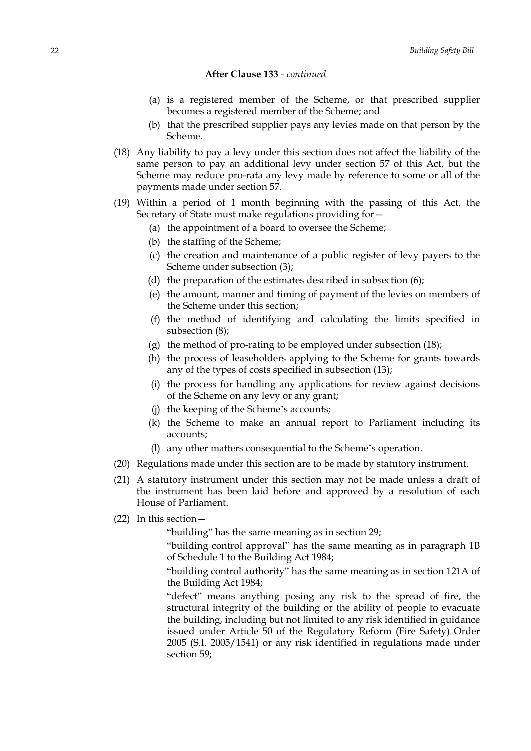**After Clause 133** - *continued*

- (a) is a registered member of the Scheme, or that prescribed supplier becomes a registered member of the Scheme; and
- (b) that the prescribed supplier pays any levies made on that person by the Scheme.

(18) Any liability to pay a levy under this section does not affect the liability of the same person to pay an additional levy under section 57 of this Act, but the Scheme may reduce pro-rata any levy made by reference to some or all of the payments made under section 57.

(19) Within a period of 1 month beginning with the passing of this Act, the Secretary of State must make regulations providing for—

- (a) the appointment of a board to oversee the Scheme;
- (b) the staffing of the Scheme;
- (c) the creation and maintenance of a public register of levy payers to the Scheme under subsection (3);
- (d) the preparation of the estimates described in subsection (6);
- (e) the amount, manner and timing of payment of the levies on members of the Scheme under this section;
- (f) the method of identifying and calculating the limits specified in subsection (8);
- (g) the method of pro-rating to be employed under subsection (18);
- (h) the process of leaseholders applying to the Scheme for grants towards any of the types of costs specified in subsection (13);
- (i) the process for handling any applications for review against decisions of the Scheme on any levy or any grant;
- (j) the keeping of the Scheme's accounts;
- (k) the Scheme to make an annual report to Parliament including its accounts;
- (l) any other matters consequential to the Scheme's operation.

(20) Regulations made under this section are to be made by statutory instrument.

(21) A statutory instrument under this section may not be made unless a draft of the instrument has been laid before and approved by a resolution of each House of Parliament.

(22) In this section—

"building" has the same meaning as in section 29;

"building control approval" has the same meaning as in paragraph 1B of Schedule 1 to the Building Act 1984;

"building control authority" has the same meaning as in section 121A of the Building Act 1984;

"defect" means anything posing any risk to the spread of fire, the structural integrity of the building or the ability of people to evacuate the building, including but not limited to any risk identified in guidance issued under Article 50 of the Regulatory Reform (Fire Safety) Order 2005 (S.I. 2005/1541) or any risk identified in regulations made under section 59;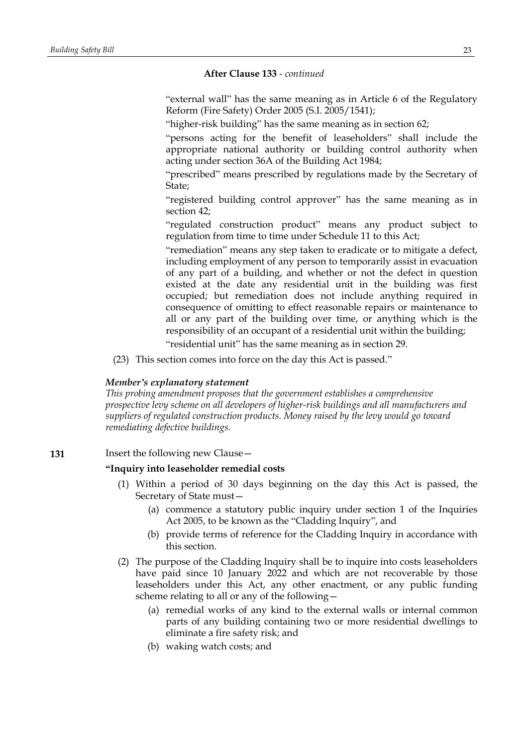**After Clause 133** - *continued*

"external wall" has the same meaning as in Article 6 of the Regulatory Reform (Fire Safety) Order 2005 (S.I. 2005/1541);

"higher-risk building" has the same meaning as in section 62;

"persons acting for the benefit of leaseholders" shall include the appropriate national authority or building control authority when acting under section 36A of the Building Act 1984;

"prescribed" means prescribed by regulations made by the Secretary of State;

"registered building control approver" has the same meaning as in section 42;

"regulated construction product" means any product subject to regulation from time to time under Schedule 11 to this Act;

"remediation" means any step taken to eradicate or to mitigate a defect, including employment of any person to temporarily assist in evacuation of any part of a building, and whether or not the defect in question existed at the date any residential unit in the building was first occupied; but remediation does not include anything required in consequence of omitting to effect reasonable repairs or maintenance to all or any part of the building over time, or anything which is the responsibility of an occupant of a residential unit within the building;

"residential unit" has the same meaning as in section 29.

(23) This section comes into force on the day this Act is passed."

***Member's explanatory statement***

*This probing amendment proposes that the government establishes a comprehensive prospective levy scheme on all developers of higher-risk buildings and all manufacturers and suppliers of regulated construction products. Money raised by the levy would go toward remediating defective buildings.*

**131** Insert the following new Clause—

**"Inquiry into leaseholder remedial costs**

(1) Within a period of 30 days beginning on the day this Act is passed, the Secretary of State must—

(a) commence a statutory public inquiry under section 1 of the Inquiries Act 2005, to be known as the "Cladding Inquiry", and

(b) provide terms of reference for the Cladding Inquiry in accordance with this section.

(2) The purpose of the Cladding Inquiry shall be to inquire into costs leaseholders have paid since 10 January 2022 and which are not recoverable by those leaseholders under this Act, any other enactment, or any public funding scheme relating to all or any of the following—

(a) remedial works of any kind to the external walls or internal common parts of any building containing two or more residential dwellings to eliminate a fire safety risk; and

(b) waking watch costs; and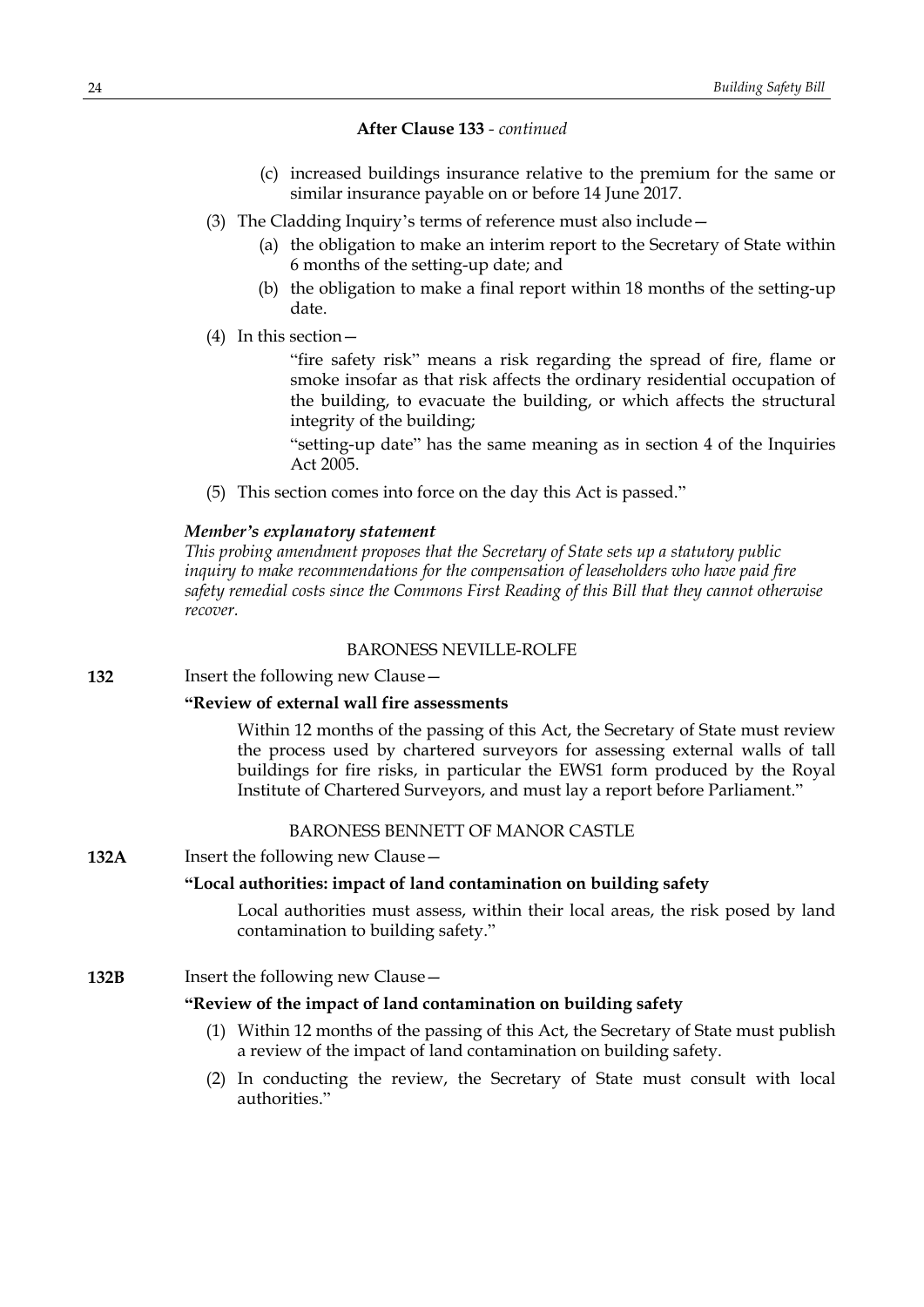**After Clause 133** - *continued*

(c) increased buildings insurance relative to the premium for the same or similar insurance payable on or before 14 June 2017.

(3) The Cladding Inquiry's terms of reference must also include—

(a) the obligation to make an interim report to the Secretary of State within 6 months of the setting-up date; and

(b) the obligation to make a final report within 18 months of the setting-up date.

(4) In this section—

"fire safety risk" means a risk regarding the spread of fire, flame or smoke insofar as that risk affects the ordinary residential occupation of the building, to evacuate the building, or which affects the structural integrity of the building;

"setting-up date" has the same meaning as in section 4 of the Inquiries Act 2005.

(5) This section comes into force on the day this Act is passed."

***Member's explanatory statement***

*This probing amendment proposes that the Secretary of State sets up a statutory public inquiry to make recommendations for the compensation of leaseholders who have paid fire safety remedial costs since the Commons First Reading of this Bill that they cannot otherwise recover.*

BARONESS NEVILLE-ROLFE

**132** Insert the following new Clause—

**"Review of external wall fire assessments**

Within 12 months of the passing of this Act, the Secretary of State must review the process used by chartered surveyors for assessing external walls of tall buildings for fire risks, in particular the EWS1 form produced by the Royal Institute of Chartered Surveyors, and must lay a report before Parliament."

BARONESS BENNETT OF MANOR CASTLE

**132A** Insert the following new Clause—

**"Local authorities: impact of land contamination on building safety**

Local authorities must assess, within their local areas, the risk posed by land contamination to building safety."

**132B** Insert the following new Clause—

**"Review of the impact of land contamination on building safety**

(1) Within 12 months of the passing of this Act, the Secretary of State must publish a review of the impact of land contamination on building safety.

(2) In conducting the review, the Secretary of State must consult with local authorities."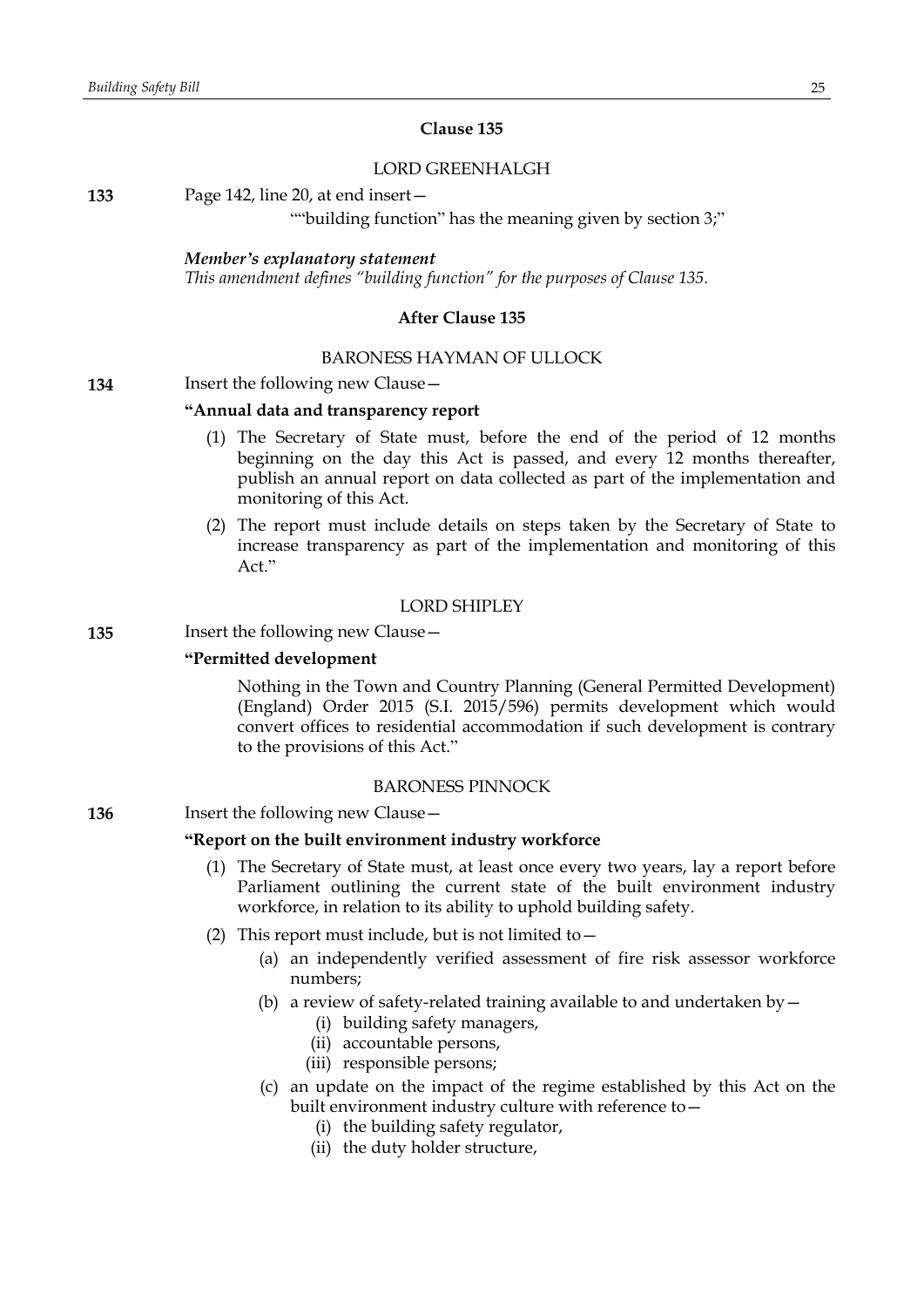**Clause 135**

LORD GREENHALGH

**133** Page 142, line 20, at end insert—

""building function" has the meaning given by section 3;"

***Member's explanatory statement***

*This amendment defines "building function" for the purposes of Clause 135.*

**After Clause 135**

BARONESS HAYMAN OF ULLOCK

**134** Insert the following new Clause—

**"Annual data and transparency report**

(1) The Secretary of State must, before the end of the period of 12 months beginning on the day this Act is passed, and every 12 months thereafter, publish an annual report on data collected as part of the implementation and monitoring of this Act.

(2) The report must include details on steps taken by the Secretary of State to increase transparency as part of the implementation and monitoring of this Act."

LORD SHIPLEY

**135** Insert the following new Clause—

**"Permitted development**

Nothing in the Town and Country Planning (General Permitted Development) (England) Order 2015 (S.I. 2015/596) permits development which would convert offices to residential accommodation if such development is contrary to the provisions of this Act."

BARONESS PINNOCK

**136** Insert the following new Clause—

**"Report on the built environment industry workforce**

(1) The Secretary of State must, at least once every two years, lay a report before Parliament outlining the current state of the built environment industry workforce, in relation to its ability to uphold building safety.

(2) This report must include, but is not limited to—

(a) an independently verified assessment of fire risk assessor workforce numbers;

(b) a review of safety-related training available to and undertaken by—

(i) building safety managers,

(ii) accountable persons,

(iii) responsible persons;

(c) an update on the impact of the regime established by this Act on the built environment industry culture with reference to—

(i) the building safety regulator,

(ii) the duty holder structure,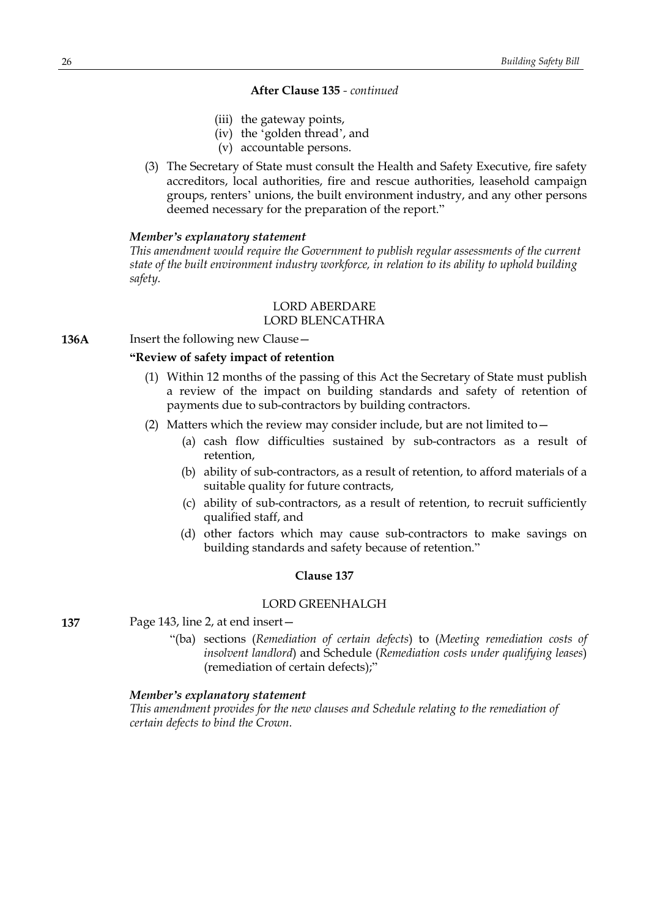**After Clause 135** - *continued*

(iii) the gateway points,

(iv) the 'golden thread', and

(v) accountable persons.

(3) The Secretary of State must consult the Health and Safety Executive, fire safety accreditors, local authorities, fire and rescue authorities, leasehold campaign groups, renters' unions, the built environment industry, and any other persons deemed necessary for the preparation of the report."

***Member's explanatory statement***

*This amendment would require the Government to publish regular assessments of the current state of the built environment industry workforce, in relation to its ability to uphold building safety.*

LORD ABERDARE
LORD BLENCATHRA

**136A** Insert the following new Clause—

**"Review of safety impact of retention**

(1) Within 12 months of the passing of this Act the Secretary of State must publish a review of the impact on building standards and safety of retention of payments due to sub-contractors by building contractors.

(2) Matters which the review may consider include, but are not limited to—

(a) cash flow difficulties sustained by sub-contractors as a result of retention,

(b) ability of sub-contractors, as a result of retention, to afford materials of a suitable quality for future contracts,

(c) ability of sub-contractors, as a result of retention, to recruit sufficiently qualified staff, and

(d) other factors which may cause sub-contractors to make savings on building standards and safety because of retention."

**Clause 137**

LORD GREENHALGH

**137** Page 143, line 2, at end insert—

"(ba) sections (*Remediation of certain defects*) to (*Meeting remediation costs of insolvent landlord*) and Schedule (*Remediation costs under qualifying leases*) (remediation of certain defects);"

***Member's explanatory statement***

*This amendment provides for the new clauses and Schedule relating to the remediation of certain defects to bind the Crown.*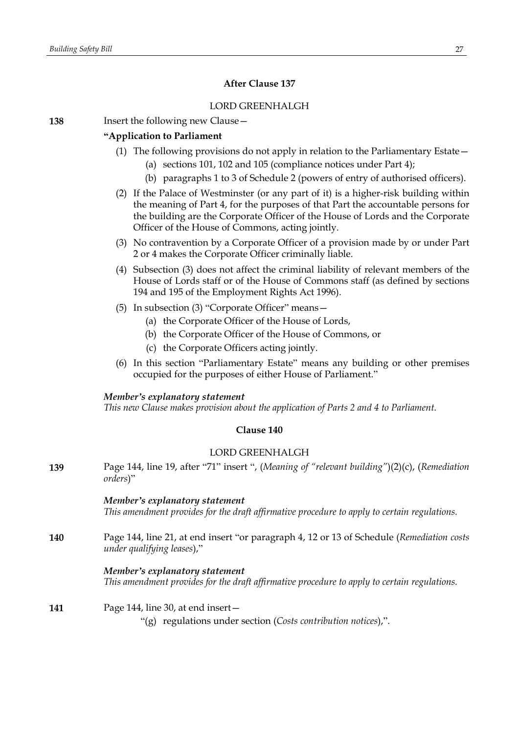### After Clause 137

LORD GREENHALGH

**138** Insert the following new Clause—

**"Application to Parliament**

(1) The following provisions do not apply in relation to the Parliamentary Estate—

(a) sections 101, 102 and 105 (compliance notices under Part 4);

(b) paragraphs 1 to 3 of Schedule 2 (powers of entry of authorised officers).

(2) If the Palace of Westminster (or any part of it) is a higher-risk building within the meaning of Part 4, for the purposes of that Part the accountable persons for the building are the Corporate Officer of the House of Lords and the Corporate Officer of the House of Commons, acting jointly.

(3) No contravention by a Corporate Officer of a provision made by or under Part 2 or 4 makes the Corporate Officer criminally liable.

(4) Subsection (3) does not affect the criminal liability of relevant members of the House of Lords staff or of the House of Commons staff (as defined by sections 194 and 195 of the Employment Rights Act 1996).

(5) In subsection (3) "Corporate Officer" means—

(a) the Corporate Officer of the House of Lords,

(b) the Corporate Officer of the House of Commons, or

(c) the Corporate Officers acting jointly.

(6) In this section "Parliamentary Estate" means any building or other premises occupied for the purposes of either House of Parliament."

***Member's explanatory statement***

*This new Clause makes provision about the application of Parts 2 and 4 to Parliament.*

### Clause 140

LORD GREENHALGH

**139** Page 144, line 19, after "71" insert ", (*Meaning of "relevant building"*)(2)(c), (*Remediation orders*)"

***Member's explanatory statement***

*This amendment provides for the draft affirmative procedure to apply to certain regulations.*

**140** Page 144, line 21, at end insert "or paragraph 4, 12 or 13 of Schedule (*Remediation costs under qualifying leases*),"

***Member's explanatory statement***

*This amendment provides for the draft affirmative procedure to apply to certain regulations.*

**141** Page 144, line 30, at end insert—

"(g) regulations under section (*Costs contribution notices*),".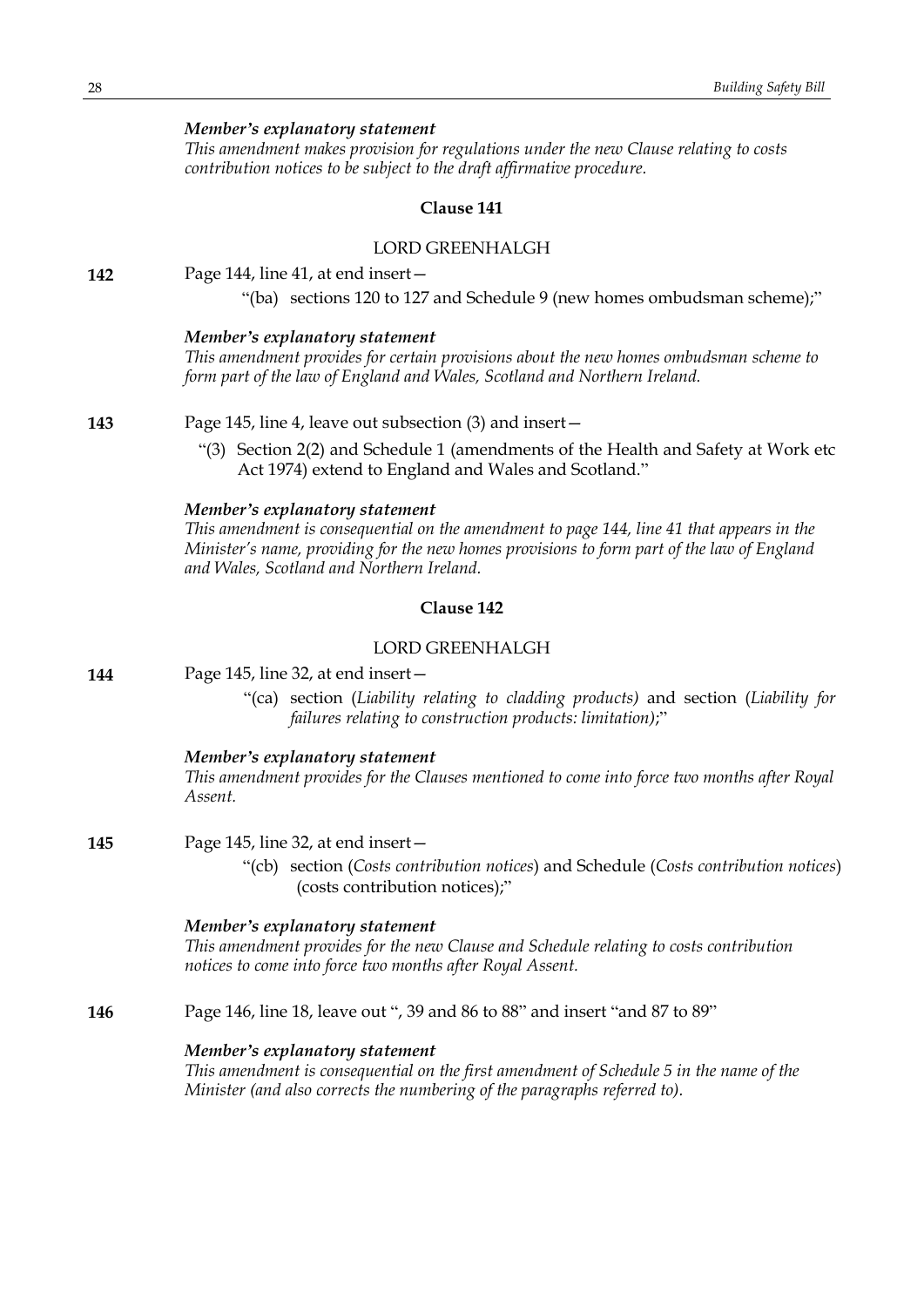***Member's explanatory statement***

*This amendment makes provision for regulations under the new Clause relating to costs contribution notices to be subject to the draft affirmative procedure.*

### Clause 141

LORD GREENHALGH

**142** Page 144, line 41, at end insert—

"(ba) sections 120 to 127 and Schedule 9 (new homes ombudsman scheme);"

***Member's explanatory statement***

*This amendment provides for certain provisions about the new homes ombudsman scheme to form part of the law of England and Wales, Scotland and Northern Ireland.*

**143** Page 145, line 4, leave out subsection (3) and insert—

"(3) Section 2(2) and Schedule 1 (amendments of the Health and Safety at Work etc Act 1974) extend to England and Wales and Scotland."

***Member's explanatory statement***

*This amendment is consequential on the amendment to page 144, line 41 that appears in the Minister's name, providing for the new homes provisions to form part of the law of England and Wales, Scotland and Northern Ireland.*

### Clause 142

LORD GREENHALGH

**144** Page 145, line 32, at end insert—

"(ca) section (*Liability relating to cladding products)* and section (*Liability for failures relating to construction products: limitation)*;"

***Member's explanatory statement***

*This amendment provides for the Clauses mentioned to come into force two months after Royal Assent.*

**145** Page 145, line 32, at end insert—

"(cb) section (*Costs contribution notices*) and Schedule (*Costs contribution notices*) (costs contribution notices);"

***Member's explanatory statement***

*This amendment provides for the new Clause and Schedule relating to costs contribution notices to come into force two months after Royal Assent.*

**146** Page 146, line 18, leave out ", 39 and 86 to 88" and insert "and 87 to 89"

***Member's explanatory statement***

*This amendment is consequential on the first amendment of Schedule 5 in the name of the Minister (and also corrects the numbering of the paragraphs referred to).*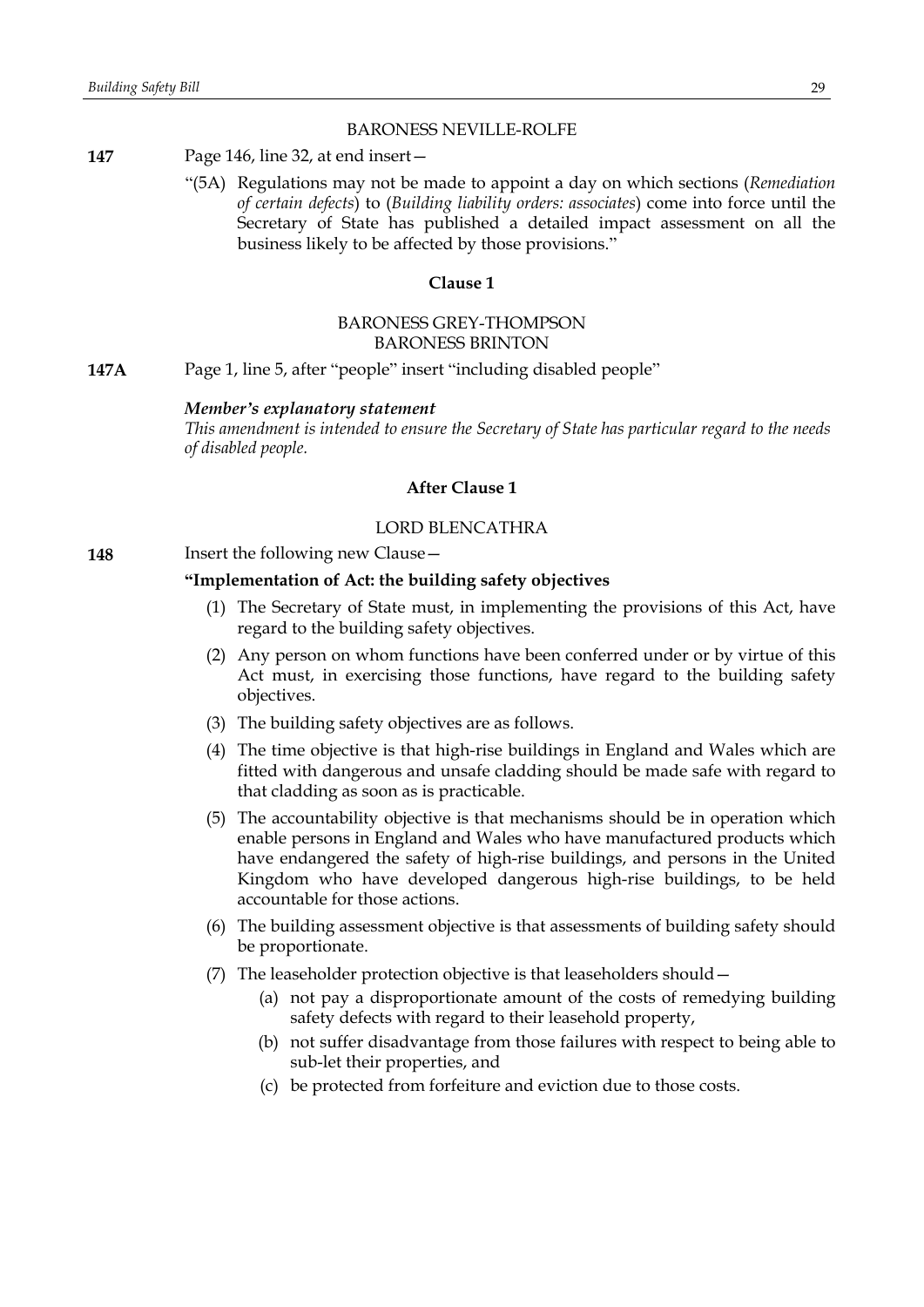BARONESS NEVILLE-ROLFE

**147** Page 146, line 32, at end insert—

"(5A) Regulations may not be made to appoint a day on which sections (*Remediation of certain defects*) to (*Building liability orders: associates*) come into force until the Secretary of State has published a detailed impact assessment on all the business likely to be affected by those provisions."

**Clause 1**

BARONESS GREY-THOMPSON
BARONESS BRINTON

**147A** Page 1, line 5, after "people" insert "including disabled people"

***Member's explanatory statement***

*This amendment is intended to ensure the Secretary of State has particular regard to the needs of disabled people.*

**After Clause 1**

LORD BLENCATHRA

**148** Insert the following new Clause—

**"Implementation of Act: the building safety objectives**

(1) The Secretary of State must, in implementing the provisions of this Act, have regard to the building safety objectives.

(2) Any person on whom functions have been conferred under or by virtue of this Act must, in exercising those functions, have regard to the building safety objectives.

(3) The building safety objectives are as follows.

(4) The time objective is that high-rise buildings in England and Wales which are fitted with dangerous and unsafe cladding should be made safe with regard to that cladding as soon as is practicable.

(5) The accountability objective is that mechanisms should be in operation which enable persons in England and Wales who have manufactured products which have endangered the safety of high-rise buildings, and persons in the United Kingdom who have developed dangerous high-rise buildings, to be held accountable for those actions.

(6) The building assessment objective is that assessments of building safety should be proportionate.

(7) The leaseholder protection objective is that leaseholders should—

(a) not pay a disproportionate amount of the costs of remedying building safety defects with regard to their leasehold property,

(b) not suffer disadvantage from those failures with respect to being able to sub-let their properties, and

(c) be protected from forfeiture and eviction due to those costs.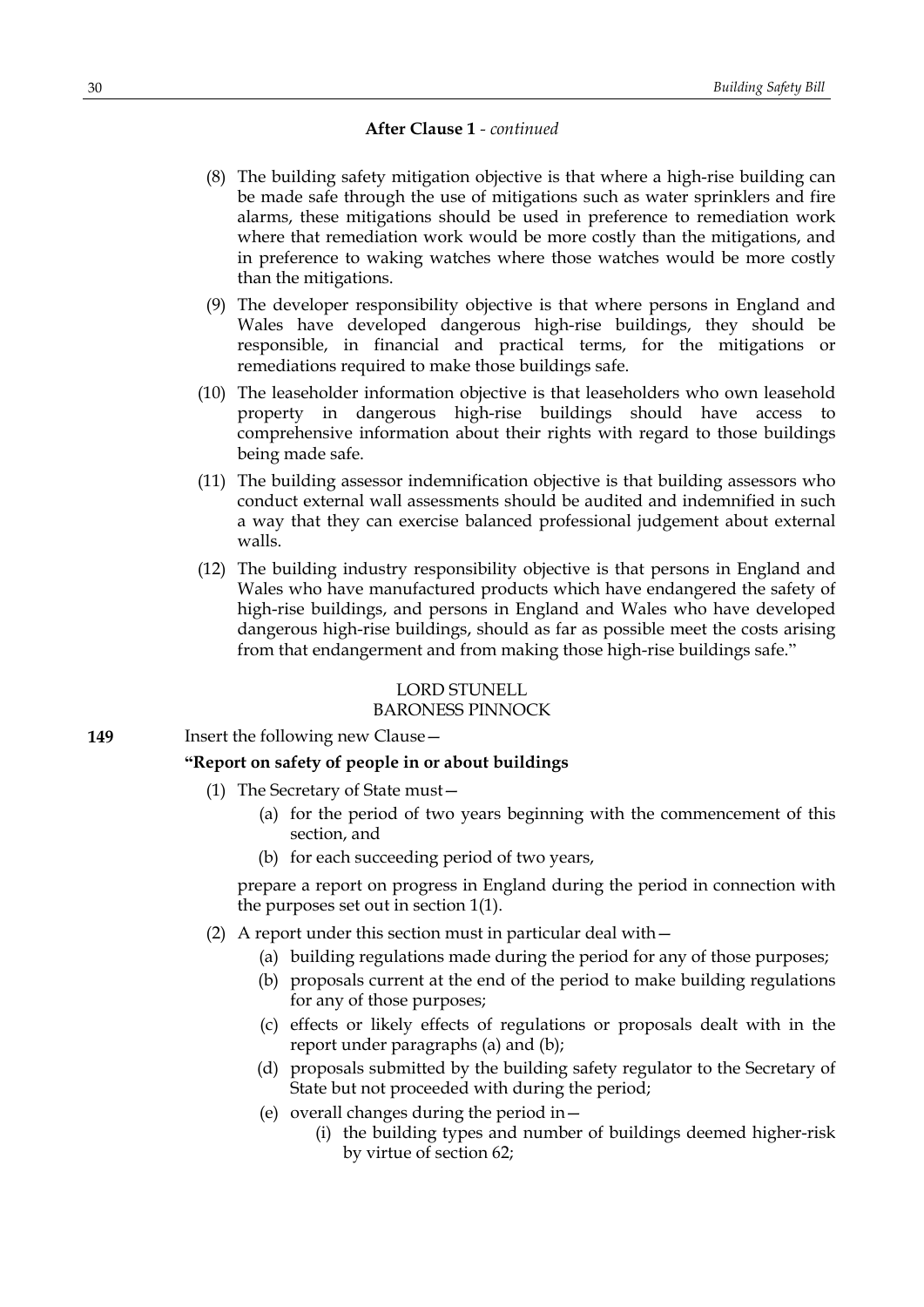**After Clause 1** - *continued*

(8) The building safety mitigation objective is that where a high-rise building can be made safe through the use of mitigations such as water sprinklers and fire alarms, these mitigations should be used in preference to remediation work where that remediation work would be more costly than the mitigations, and in preference to waking watches where those watches would be more costly than the mitigations.

(9) The developer responsibility objective is that where persons in England and Wales have developed dangerous high-rise buildings, they should be responsible, in financial and practical terms, for the mitigations or remediations required to make those buildings safe.

(10) The leaseholder information objective is that leaseholders who own leasehold property in dangerous high-rise buildings should have access to comprehensive information about their rights with regard to those buildings being made safe.

(11) The building assessor indemnification objective is that building assessors who conduct external wall assessments should be audited and indemnified in such a way that they can exercise balanced professional judgement about external walls.

(12) The building industry responsibility objective is that persons in England and Wales who have manufactured products which have endangered the safety of high-rise buildings, and persons in England and Wales who have developed dangerous high-rise buildings, should as far as possible meet the costs arising from that endangerment and from making those high-rise buildings safe."

LORD STUNELL
BARONESS PINNOCK

**149** Insert the following new Clause—

**"Report on safety of people in or about buildings**

(1) The Secretary of State must—

(a) for the period of two years beginning with the commencement of this section, and

(b) for each succeeding period of two years,

prepare a report on progress in England during the period in connection with the purposes set out in section 1(1).

(2) A report under this section must in particular deal with—

(a) building regulations made during the period for any of those purposes;

(b) proposals current at the end of the period to make building regulations for any of those purposes;

(c) effects or likely effects of regulations or proposals dealt with in the report under paragraphs (a) and (b);

(d) proposals submitted by the building safety regulator to the Secretary of State but not proceeded with during the period;

(e) overall changes during the period in—

(i) the building types and number of buildings deemed higher-risk by virtue of section 62;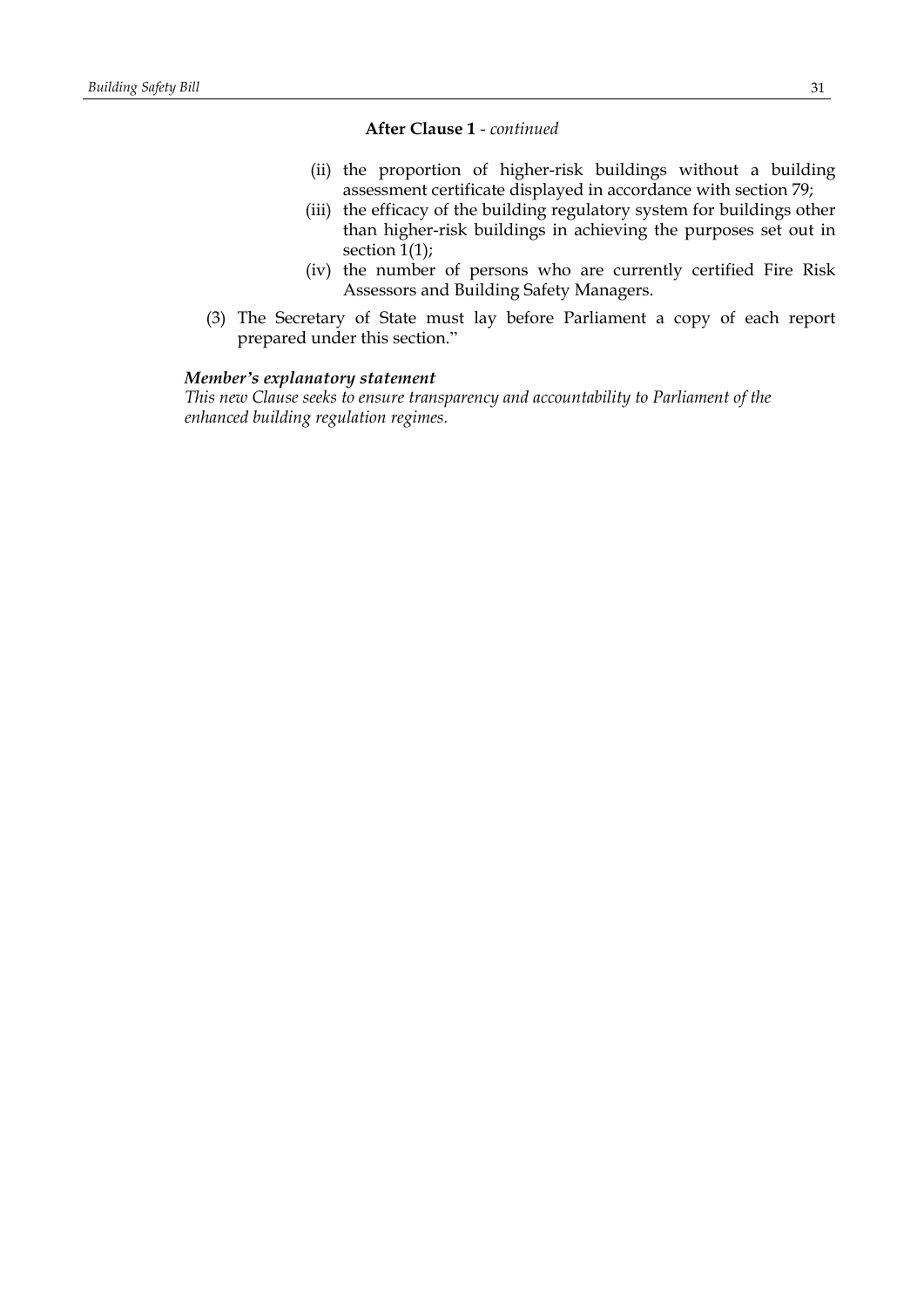**After Clause 1** - *continued*

(ii) the proportion of higher-risk buildings without a building assessment certificate displayed in accordance with section 79;

(iii) the efficacy of the building regulatory system for buildings other than higher-risk buildings in achieving the purposes set out in section 1(1);

(iv) the number of persons who are currently certified Fire Risk Assessors and Building Safety Managers.

(3) The Secretary of State must lay before Parliament a copy of each report prepared under this section."

***Member's explanatory statement***

*This new Clause seeks to ensure transparency and accountability to Parliament of the enhanced building regulation regimes.*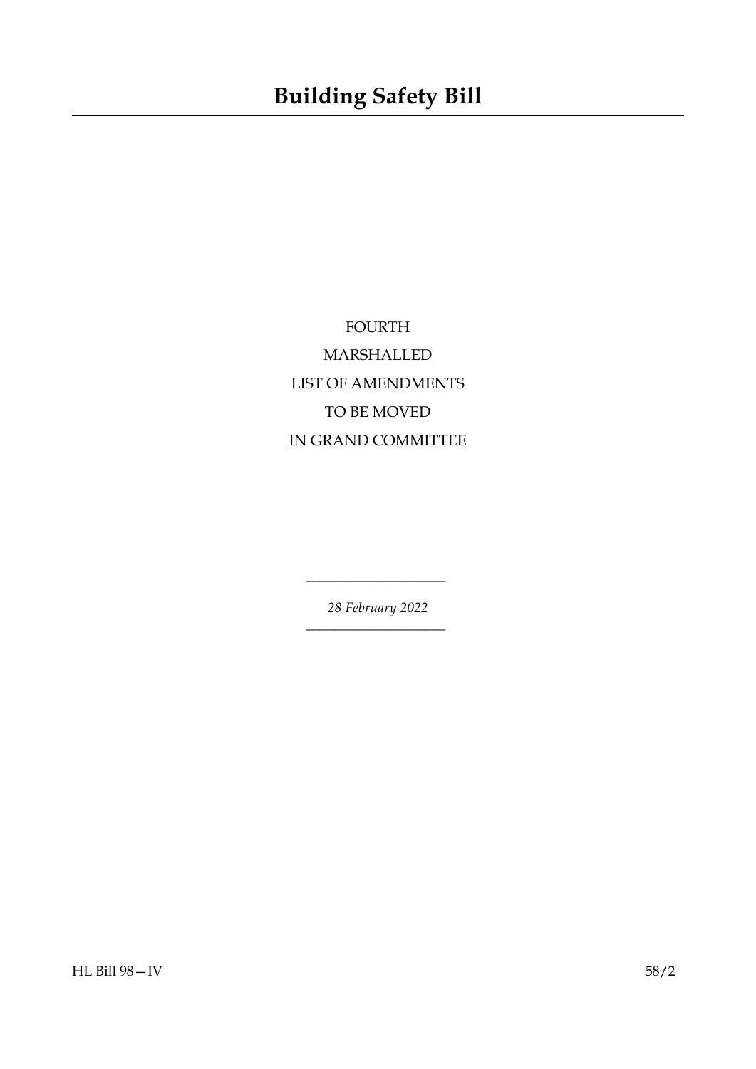# Building Safety Bill

FOURTH

MARSHALLED

LIST OF AMENDMENTS

TO BE MOVED

IN GRAND COMMITTEE

---

*28 February 2022*

---

HL Bill 98—IV

58/2